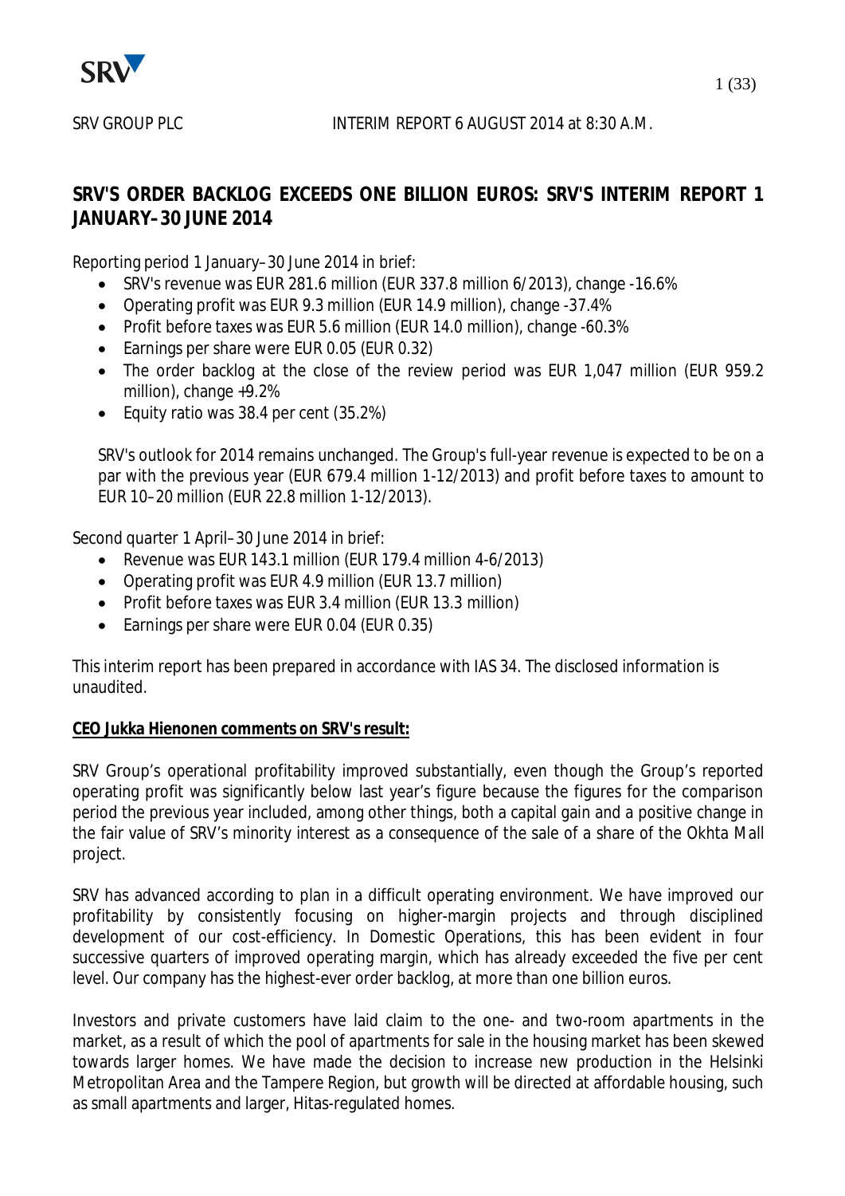SRV GROUP PLC INTERIM REPORT 6 AUGUST 2014 at 8:30 A.M.

# SRV'S ORDER BACKLOG EXCEEDS ONE BILLION EUROS: SRV'S INTERIM REPORT 1 JANUARY–30 JUNE 2014

Reporting period 1 January–30 June 2014 in brief:

- SRV's revenue was EUR 281.6 million (EUR 337.8 million 6/2013), change -16.6%
- Operating profit was EUR 9.3 million (EUR 14.9 million), change -37.4%
- Profit before taxes was EUR 5.6 million (EUR 14.0 million), change -60.3%
- Earnings per share were EUR 0.05 (EUR 0.32)
- The order backlog at the close of the review period was EUR 1,047 million (EUR 959.2 million), change +9.2%
- Equity ratio was 38.4 per cent (35.2%)

SRV's outlook for 2014 remains unchanged. The Group's full-year revenue is expected to be on a par with the previous year (EUR 679.4 million 1-12/2013) and profit before taxes to amount to EUR 10–20 million (EUR 22.8 million 1-12/2013).

Second quarter 1 April–30 June 2014 in brief:

- Revenue was EUR 143.1 million (EUR 179.4 million 4-6/2013)
- Operating profit was EUR 4.9 million (EUR 13.7 million)
- Profit before taxes was EUR 3.4 million (EUR 13.3 million)
- Earnings per share were EUR 0.04 (EUR 0.35)

This interim report has been prepared in accordance with IAS 34. The disclosed information is unaudited.

**CEO Jukka Hienonen comments on SRV's result:**

SRV Group's operational profitability improved substantially, even though the Group's reported operating profit was significantly below last year's figure because the figures for the comparison period the previous year included, among other things, both a capital gain and a positive change in the fair value of SRV's minority interest as a consequence of the sale of a share of the Okhta Mall project.

SRV has advanced according to plan in a difficult operating environment. We have improved our profitability by consistently focusing on higher-margin projects and through disciplined development of our cost-efficiency. In Domestic Operations, this has been evident in four successive quarters of improved operating margin, which has already exceeded the five per cent level. Our company has the highest-ever order backlog, at more than one billion euros.

Investors and private customers have laid claim to the one- and two-room apartments in the market, as a result of which the pool of apartments for sale in the housing market has been skewed towards larger homes. We have made the decision to increase new production in the Helsinki Metropolitan Area and the Tampere Region, but growth will be directed at affordable housing, such as small apartments and larger, Hitas-regulated homes.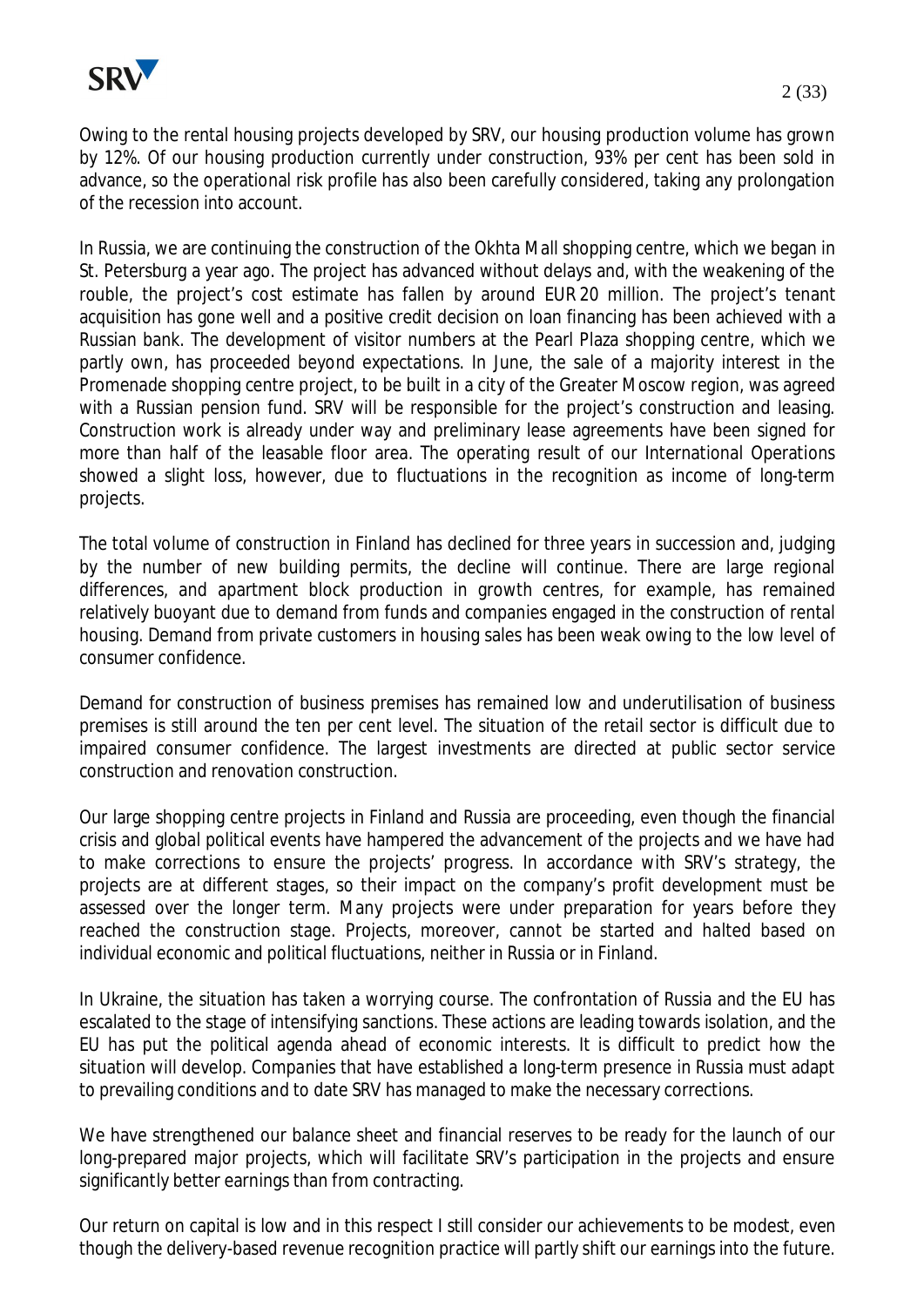Owing to the rental housing projects developed by SRV, our housing production volume has grown by 12%. Of our housing production currently under construction, 93% per cent has been sold in advance, so the operational risk profile has also been carefully considered, taking any prolongation of the recession into account.

In Russia, we are continuing the construction of the Okhta Mall shopping centre, which we began in St. Petersburg a year ago. The project has advanced without delays and, with the weakening of the rouble, the project's cost estimate has fallen by around EUR 20 million. The project's tenant acquisition has gone well and a positive credit decision on loan financing has been achieved with a Russian bank. The development of visitor numbers at the Pearl Plaza shopping centre, which we partly own, has proceeded beyond expectations. In June, the sale of a majority interest in the Promenade shopping centre project, to be built in a city of the Greater Moscow region, was agreed with a Russian pension fund. SRV will be responsible for the project's construction and leasing. Construction work is already under way and preliminary lease agreements have been signed for more than half of the leasable floor area. The operating result of our International Operations showed a slight loss, however, due to fluctuations in the recognition as income of long-term projects.

The total volume of construction in Finland has declined for three years in succession and, judging by the number of new building permits, the decline will continue. There are large regional differences, and apartment block production in growth centres, for example, has remained relatively buoyant due to demand from funds and companies engaged in the construction of rental housing. Demand from private customers in housing sales has been weak owing to the low level of consumer confidence.

Demand for construction of business premises has remained low and underutilisation of business premises is still around the ten per cent level. The situation of the retail sector is difficult due to impaired consumer confidence. The largest investments are directed at public sector service construction and renovation construction.

Our large shopping centre projects in Finland and Russia are proceeding, even though the financial crisis and global political events have hampered the advancement of the projects and we have had to make corrections to ensure the projects' progress. In accordance with SRV's strategy, the projects are at different stages, so their impact on the company's profit development must be assessed over the longer term. Many projects were under preparation for years before they reached the construction stage. Projects, moreover, cannot be started and halted based on individual economic and political fluctuations, neither in Russia or in Finland.

In Ukraine, the situation has taken a worrying course. The confrontation of Russia and the EU has escalated to the stage of intensifying sanctions. These actions are leading towards isolation, and the EU has put the political agenda ahead of economic interests. It is difficult to predict how the situation will develop. Companies that have established a long-term presence in Russia must adapt to prevailing conditions and to date SRV has managed to make the necessary corrections.

We have strengthened our balance sheet and financial reserves to be ready for the launch of our long-prepared major projects, which will facilitate SRV's participation in the projects and ensure significantly better earnings than from contracting.

Our return on capital is low and in this respect I still consider our achievements to be modest, even though the delivery-based revenue recognition practice will partly shift our earnings into the future.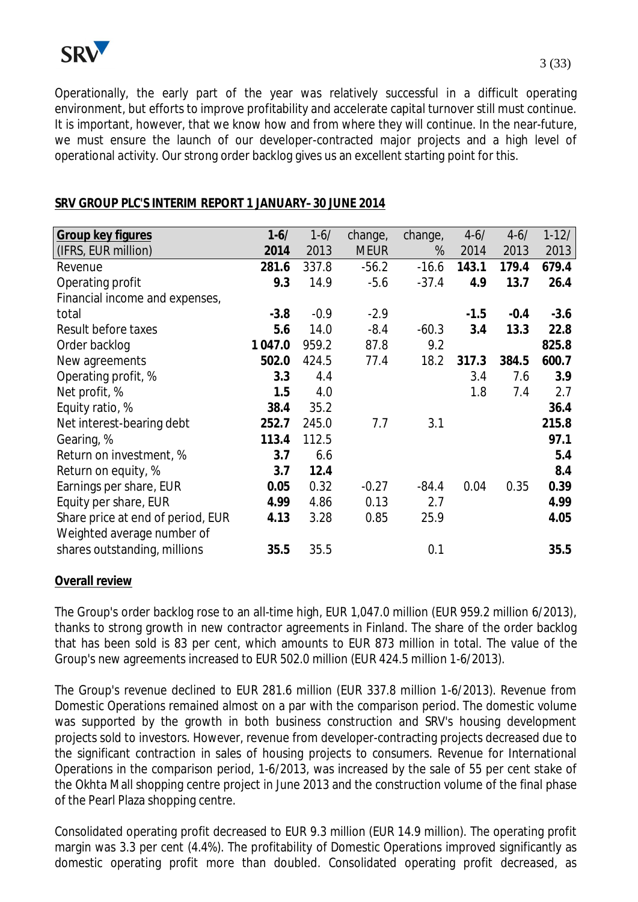Operationally, the early part of the year was relatively successful in a difficult operating environment, but efforts to improve profitability and accelerate capital turnover still must continue. It is important, however, that we know how and from where they will continue. In the near-future, we must ensure the launch of our developer-contracted major projects and a high level of operational activity. Our strong order backlog gives us an excellent starting point for this.

**SRV GROUP PLC'S INTERIM REPORT 1 JANUARY–30 JUNE 2014**

| Group key figures (IFRS, EUR million) | 1-6/ 2014 | 1-6/ 2013 | change, MEUR | change, % | 4-6/ 2014 | 4-6/ 2013 | 1-12/ 2013 |
|---|---|---|---|---|---|---|---|
| Revenue | **281.6** | 337.8 | -56.2 | -16.6 | **143.1** | **179.4** | **679.4** |
| Operating profit | **9.3** | 14.9 | -5.6 | -37.4 | **4.9** | **13.7** | **26.4** |
| Financial income and expenses, total | **-3.8** | -0.9 | -2.9 | | **-1.5** | **-0.4** | **-3.6** |
| Result before taxes | **5.6** | 14.0 | -8.4 | -60.3 | **3.4** | **13.3** | **22.8** |
| Order backlog | **1 047.0** | 959.2 | 87.8 | 9.2 | | | **825.8** |
| New agreements | **502.0** | 424.5 | 77.4 | 18.2 | **317.3** | **384.5** | **600.7** |
| Operating profit, % | **3.3** | 4.4 | | | 3.4 | 7.6 | **3.9** |
| Net profit, % | **1.5** | 4.0 | | | 1.8 | 7.4 | 2.7 |
| Equity ratio, % | **38.4** | 35.2 | | | | | **36.4** |
| Net interest-bearing debt | **252.7** | 245.0 | 7.7 | 3.1 | | | **215.8** |
| Gearing, % | **113.4** | 112.5 | | | | | **97.1** |
| Return on investment, % | **3.7** | 6.6 | | | | | **5.4** |
| Return on equity, % | **3.7** | **12.4** | | | | | **8.4** |
| Earnings per share, EUR | **0.05** | 0.32 | -0.27 | -84.4 | 0.04 | 0.35 | **0.39** |
| Equity per share, EUR | **4.99** | 4.86 | 0.13 | 2.7 | | | **4.99** |
| Share price at end of period, EUR | **4.13** | 3.28 | 0.85 | 25.9 | | | **4.05** |
| Weighted average number of shares outstanding, millions | **35.5** | 35.5 | | 0.1 | | | **35.5** |

**Overall review**

The Group's order backlog rose to an all-time high, EUR 1,047.0 million (EUR 959.2 million 6/2013), thanks to strong growth in new contractor agreements in Finland. The share of the order backlog that has been sold is 83 per cent, which amounts to EUR 873 million in total. The value of the Group's new agreements increased to EUR 502.0 million (EUR 424.5 million 1-6/2013).

The Group's revenue declined to EUR 281.6 million (EUR 337.8 million 1-6/2013). Revenue from Domestic Operations remained almost on a par with the comparison period. The domestic volume was supported by the growth in both business construction and SRV's housing development projects sold to investors. However, revenue from developer-contracting projects decreased due to the significant contraction in sales of housing projects to consumers. Revenue for International Operations in the comparison period, 1-6/2013, was increased by the sale of 55 per cent stake of the Okhta Mall shopping centre project in June 2013 and the construction volume of the final phase of the Pearl Plaza shopping centre.

Consolidated operating profit decreased to EUR 9.3 million (EUR 14.9 million). The operating profit margin was 3.3 per cent (4.4%). The profitability of Domestic Operations improved significantly as domestic operating profit more than doubled. Consolidated operating profit decreased, as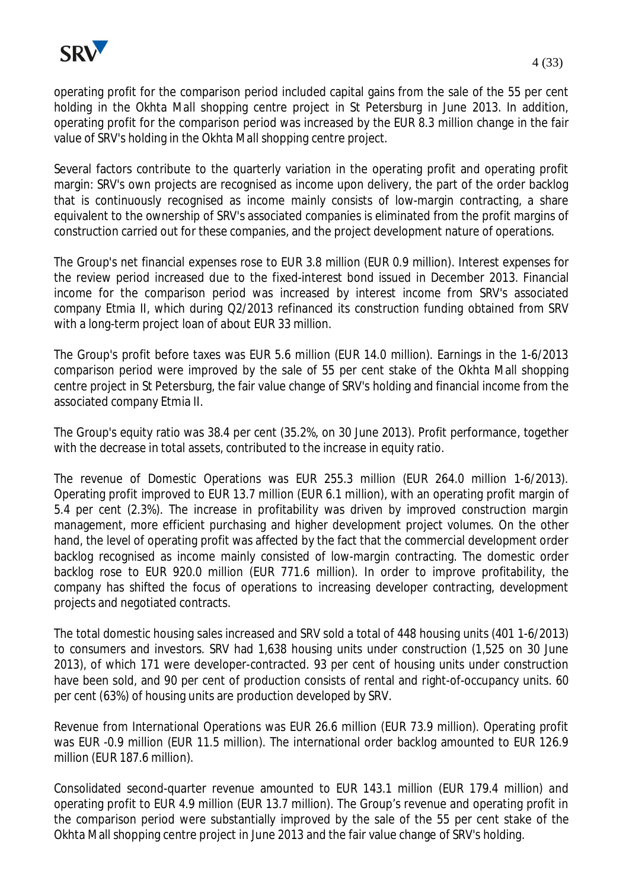operating profit for the comparison period included capital gains from the sale of the 55 per cent holding in the Okhta Mall shopping centre project in St Petersburg in June 2013. In addition, operating profit for the comparison period was increased by the EUR 8.3 million change in the fair value of SRV's holding in the Okhta Mall shopping centre project.

Several factors contribute to the quarterly variation in the operating profit and operating profit margin: SRV's own projects are recognised as income upon delivery, the part of the order backlog that is continuously recognised as income mainly consists of low-margin contracting, a share equivalent to the ownership of SRV's associated companies is eliminated from the profit margins of construction carried out for these companies, and the project development nature of operations.

The Group's net financial expenses rose to EUR 3.8 million (EUR 0.9 million). Interest expenses for the review period increased due to the fixed-interest bond issued in December 2013. Financial income for the comparison period was increased by interest income from SRV's associated company Etmia II, which during Q2/2013 refinanced its construction funding obtained from SRV with a long-term project loan of about EUR 33 million.

The Group's profit before taxes was EUR 5.6 million (EUR 14.0 million). Earnings in the 1-6/2013 comparison period were improved by the sale of 55 per cent stake of the Okhta Mall shopping centre project in St Petersburg, the fair value change of SRV's holding and financial income from the associated company Etmia II.

The Group's equity ratio was 38.4 per cent (35.2%, on 30 June 2013). Profit performance, together with the decrease in total assets, contributed to the increase in equity ratio.

The revenue of Domestic Operations was EUR 255.3 million (EUR 264.0 million 1-6/2013). Operating profit improved to EUR 13.7 million (EUR 6.1 million), with an operating profit margin of 5.4 per cent (2.3%). The increase in profitability was driven by improved construction margin management, more efficient purchasing and higher development project volumes. On the other hand, the level of operating profit was affected by the fact that the commercial development order backlog recognised as income mainly consisted of low-margin contracting. The domestic order backlog rose to EUR 920.0 million (EUR 771.6 million). In order to improve profitability, the company has shifted the focus of operations to increasing developer contracting, development projects and negotiated contracts.

The total domestic housing sales increased and SRV sold a total of 448 housing units (401 1-6/2013) to consumers and investors. SRV had 1,638 housing units under construction (1,525 on 30 June 2013), of which 171 were developer-contracted. 93 per cent of housing units under construction have been sold, and 90 per cent of production consists of rental and right-of-occupancy units. 60 per cent (63%) of housing units are production developed by SRV.

Revenue from International Operations was EUR 26.6 million (EUR 73.9 million). Operating profit was EUR -0.9 million (EUR 11.5 million). The international order backlog amounted to EUR 126.9 million (EUR 187.6 million).

Consolidated second-quarter revenue amounted to EUR 143.1 million (EUR 179.4 million) and operating profit to EUR 4.9 million (EUR 13.7 million). The Group's revenue and operating profit in the comparison period were substantially improved by the sale of the 55 per cent stake of the Okhta Mall shopping centre project in June 2013 and the fair value change of SRV's holding.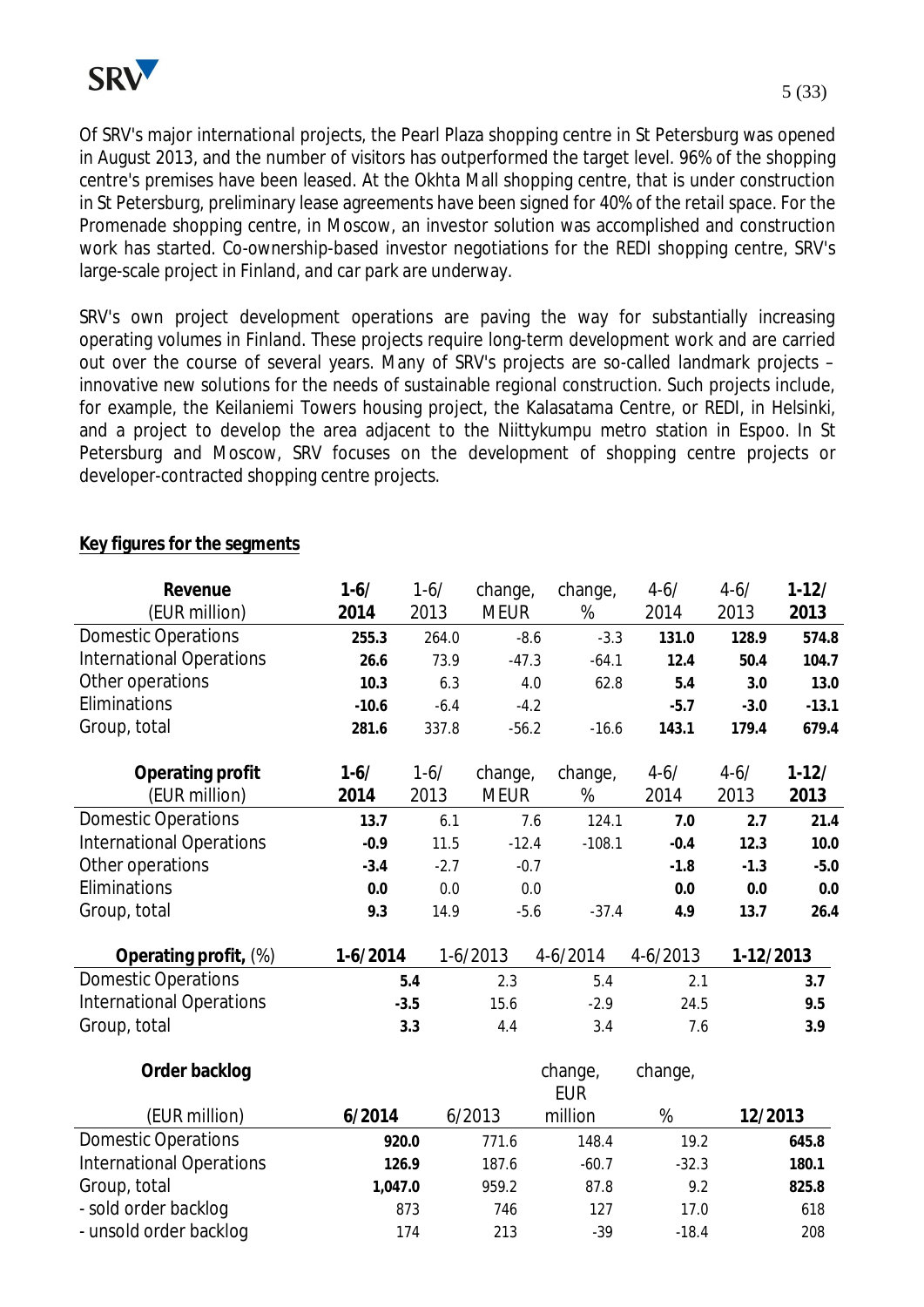Of SRV's major international projects, the Pearl Plaza shopping centre in St Petersburg was opened in August 2013, and the number of visitors has outperformed the target level. 96% of the shopping centre's premises have been leased. At the Okhta Mall shopping centre, that is under construction in St Petersburg, preliminary lease agreements have been signed for 40% of the retail space. For the Promenade shopping centre, in Moscow, an investor solution was accomplished and construction work has started. Co-ownership-based investor negotiations for the REDI shopping centre, SRV's large-scale project in Finland, and car park are underway.

SRV's own project development operations are paving the way for substantially increasing operating volumes in Finland. These projects require long-term development work and are carried out over the course of several years. Many of SRV's projects are so-called landmark projects – innovative new solutions for the needs of sustainable regional construction. Such projects include, for example, the Keilaniemi Towers housing project, the Kalasatama Centre, or REDI, in Helsinki, and a project to develop the area adjacent to the Niittykumpu metro station in Espoo. In St Petersburg and Moscow, SRV focuses on the development of shopping centre projects or developer-contracted shopping centre projects.

**Key figures for the segments**

| **Revenue** (EUR million) | **1-6/ 2014** | 1-6/ 2013 | change, MEUR | change, % | **4-6/ 2014** | 4-6/ 2013 | **1-12/ 2013** |
|---|---|---|---|---|---|---|---|
| Domestic Operations | **255.3** | 264.0 | -8.6 | -3.3 | **131.0** | **128.9** | **574.8** |
| International Operations | **26.6** | 73.9 | -47.3 | -64.1 | **12.4** | **50.4** | **104.7** |
| Other operations | **10.3** | 6.3 | 4.0 | 62.8 | **5.4** | **3.0** | **13.0** |
| Eliminations | **-10.6** | -6.4 | -4.2 | | **-5.7** | **-3.0** | **-13.1** |
| Group, total | **281.6** | 337.8 | -56.2 | -16.6 | **143.1** | **179.4** | **679.4** |

| **Operating profit** (EUR million) | **1-6/ 2014** | 1-6/ 2013 | change, MEUR | change, % | **4-6/ 2014** | 4-6/ 2013 | **1-12/ 2013** |
|---|---|---|---|---|---|---|---|
| Domestic Operations | **13.7** | 6.1 | 7.6 | 124.1 | **7.0** | **2.7** | **21.4** |
| International Operations | **-0.9** | 11.5 | -12.4 | -108.1 | **-0.4** | **12.3** | **10.0** |
| Other operations | **-3.4** | -2.7 | -0.7 | | **-1.8** | **-1.3** | **-5.0** |
| Eliminations | **0.0** | 0.0 | 0.0 | | **0.0** | **0.0** | **0.0** |
| Group, total | **9.3** | 14.9 | -5.6 | -37.4 | **4.9** | **13.7** | **26.4** |

| **Operating profit,** (%) | **1-6/2014** | 1-6/2013 | 4-6/2014 | 4-6/2013 | **1-12/2013** |
|---|---|---|---|---|---|
| Domestic Operations | **5.4** | 2.3 | 5.4 | 2.1 | **3.7** |
| International Operations | **-3.5** | 15.6 | -2.9 | 24.5 | **9.5** |
| Group, total | **3.3** | 4.4 | 3.4 | 7.6 | **3.9** |

| **Order backlog** (EUR million) | **6/2014** | 6/2013 | change, EUR million | change, % | **12/2013** |
|---|---|---|---|---|---|
| Domestic Operations | **920.0** | 771.6 | 148.4 | 19.2 | **645.8** |
| International Operations | **126.9** | 187.6 | -60.7 | -32.3 | **180.1** |
| Group, total | **1,047.0** | 959.2 | 87.8 | 9.2 | **825.8** |
| - sold order backlog | 873 | 746 | 127 | 17.0 | 618 |
| - unsold order backlog | 174 | 213 | -39 | -18.4 | 208 |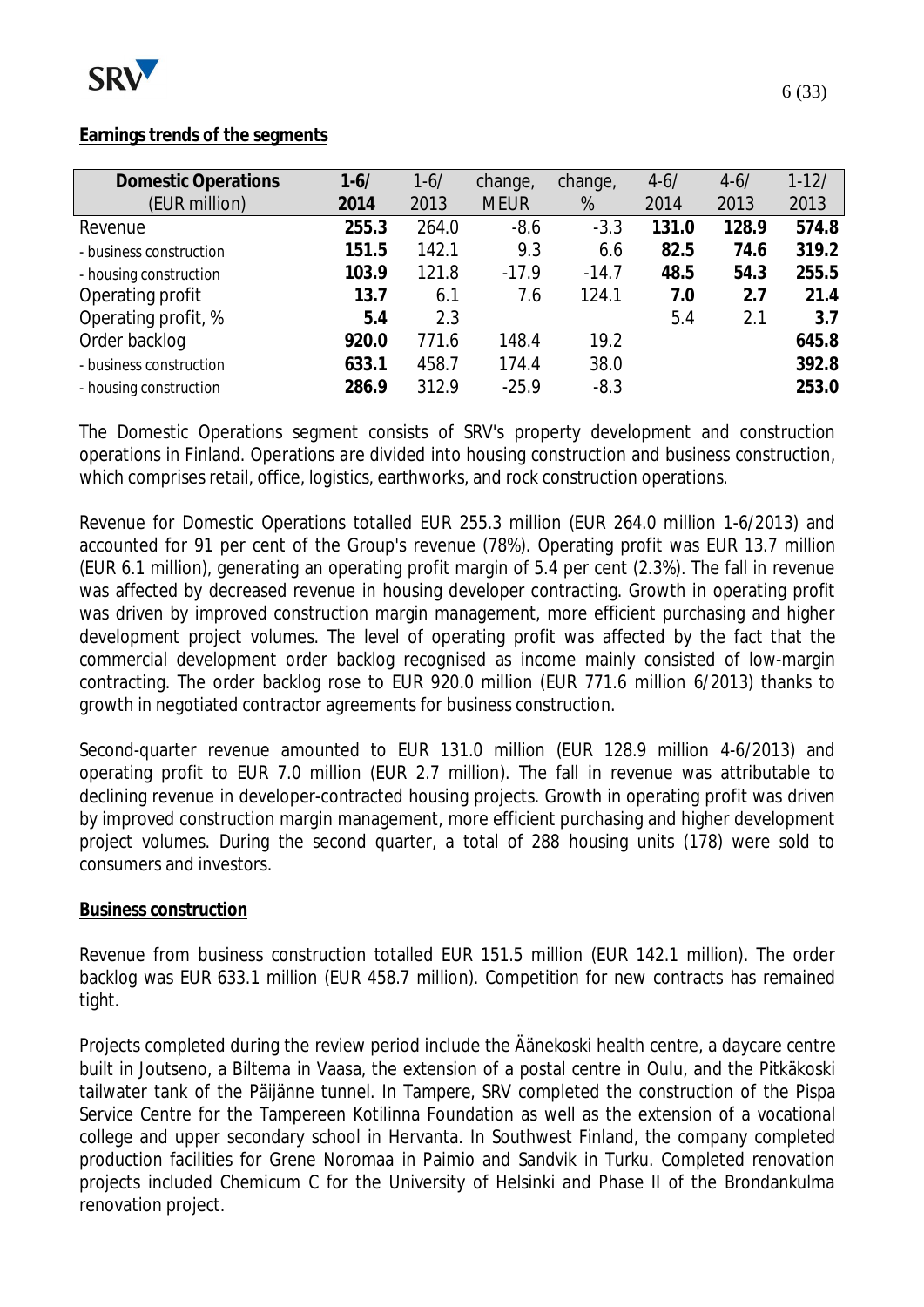## Earnings trends of the segments

| Domestic Operations (EUR million) | 1-6/ 2014 | 1-6/ 2013 | change, MEUR | change, % | 4-6/ 2014 | 4-6/ 2013 | 1-12/ 2013 |
|---|---|---|---|---|---|---|---|
| Revenue | **255.3** | 264.0 | -8.6 | -3.3 | **131.0** | **128.9** | **574.8** |
| - business construction | **151.5** | 142.1 | 9.3 | 6.6 | **82.5** | **74.6** | **319.2** |
| - housing construction | **103.9** | 121.8 | -17.9 | -14.7 | **48.5** | **54.3** | **255.5** |
| Operating profit | **13.7** | 6.1 | 7.6 | 124.1 | **7.0** | **2.7** | **21.4** |
| Operating profit, % | **5.4** | 2.3 | | | 5.4 | 2.1 | **3.7** |
| Order backlog | **920.0** | 771.6 | 148.4 | 19.2 | | | **645.8** |
| - business construction | **633.1** | 458.7 | 174.4 | 38.0 | | | **392.8** |
| - housing construction | **286.9** | 312.9 | -25.9 | -8.3 | | | **253.0** |

The Domestic Operations segment consists of SRV's property development and construction operations in Finland. Operations are divided into housing construction and business construction, which comprises retail, office, logistics, earthworks, and rock construction operations.

Revenue for Domestic Operations totalled EUR 255.3 million (EUR 264.0 million 1-6/2013) and accounted for 91 per cent of the Group's revenue (78%). Operating profit was EUR 13.7 million (EUR 6.1 million), generating an operating profit margin of 5.4 per cent (2.3%). The fall in revenue was affected by decreased revenue in housing developer contracting. Growth in operating profit was driven by improved construction margin management, more efficient purchasing and higher development project volumes. The level of operating profit was affected by the fact that the commercial development order backlog recognised as income mainly consisted of low-margin contracting. The order backlog rose to EUR 920.0 million (EUR 771.6 million 6/2013) thanks to growth in negotiated contractor agreements for business construction.

Second-quarter revenue amounted to EUR 131.0 million (EUR 128.9 million 4-6/2013) and operating profit to EUR 7.0 million (EUR 2.7 million). The fall in revenue was attributable to declining revenue in developer-contracted housing projects. Growth in operating profit was driven by improved construction margin management, more efficient purchasing and higher development project volumes. During the second quarter, a total of 288 housing units (178) were sold to consumers and investors.

### Business construction

Revenue from business construction totalled EUR 151.5 million (EUR 142.1 million). The order backlog was EUR 633.1 million (EUR 458.7 million). Competition for new contracts has remained tight.

Projects completed during the review period include the Äänekoski health centre, a daycare centre built in Joutseno, a Biltema in Vaasa, the extension of a postal centre in Oulu, and the Pitkäkoski tailwater tank of the Päijänne tunnel. In Tampere, SRV completed the construction of the Pispa Service Centre for the Tampereen Kotilinna Foundation as well as the extension of a vocational college and upper secondary school in Hervanta. In Southwest Finland, the company completed production facilities for Grene Noromaa in Paimio and Sandvik in Turku. Completed renovation projects included Chemicum C for the University of Helsinki and Phase II of the Brondankulma renovation project.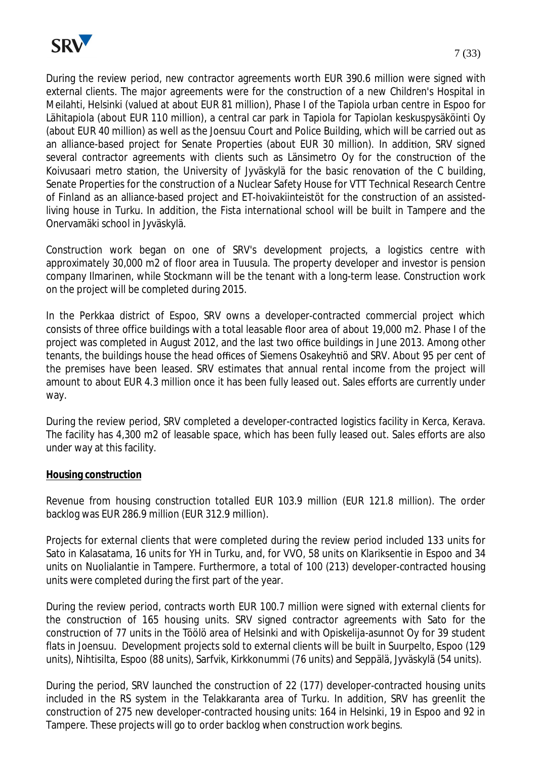During the review period, new contractor agreements worth EUR 390.6 million were signed with external clients. The major agreements were for the construction of a new Children's Hospital in Meilahti, Helsinki (valued at about EUR 81 million), Phase I of the Tapiola urban centre in Espoo for Lähitapiola (about EUR 110 million), a central car park in Tapiola for Tapiolan keskuspysäköinti Oy (about EUR 40 million) as well as the Joensuu Court and Police Building, which will be carried out as an alliance-based project for Senate Properties (about EUR 30 million). In addition, SRV signed several contractor agreements with clients such as Länsimetro Oy for the construction of the Koivusaari metro station, the University of Jyväskylä for the basic renovation of the C building, Senate Properties for the construction of a Nuclear Safety House for VTT Technical Research Centre of Finland as an alliance-based project and ET-hoivakiinteistöt for the construction of an assisted-living house in Turku. In addition, the Fista international school will be built in Tampere and the Onervamäki school in Jyväskylä.

Construction work began on one of SRV's development projects, a logistics centre with approximately 30,000 m2 of floor area in Tuusula. The property developer and investor is pension company Ilmarinen, while Stockmann will be the tenant with a long-term lease. Construction work on the project will be completed during 2015.

In the Perkkaa district of Espoo, SRV owns a developer-contracted commercial project which consists of three office buildings with a total leasable floor area of about 19,000 m2. Phase I of the project was completed in August 2012, and the last two office buildings in June 2013. Among other tenants, the buildings house the head offices of Siemens Osakeyhtiö and SRV. About 95 per cent of the premises have been leased. SRV estimates that annual rental income from the project will amount to about EUR 4.3 million once it has been fully leased out. Sales efforts are currently under way.

During the review period, SRV completed a developer-contracted logistics facility in Kerca, Kerava. The facility has 4,300 m2 of leasable space, which has been fully leased out. Sales efforts are also under way at this facility.

**Housing construction**

Revenue from housing construction totalled EUR 103.9 million (EUR 121.8 million). The order backlog was EUR 286.9 million (EUR 312.9 million).

Projects for external clients that were completed during the review period included 133 units for Sato in Kalasatama, 16 units for YH in Turku, and, for VVO, 58 units on Klariksentie in Espoo and 34 units on Nuolialantie in Tampere. Furthermore, a total of 100 (213) developer-contracted housing units were completed during the first part of the year.

During the review period, contracts worth EUR 100.7 million were signed with external clients for the construction of 165 housing units. SRV signed contractor agreements with Sato for the construction of 77 units in the Töölö area of Helsinki and with Opiskelija-asunnot Oy for 39 student flats in Joensuu. Development projects sold to external clients will be built in Suurpelto, Espoo (129 units), Nihtisilta, Espoo (88 units), Sarfvik, Kirkkonummi (76 units) and Seppälä, Jyväskylä (54 units).

During the period, SRV launched the construction of 22 (177) developer-contracted housing units included in the RS system in the Telakkaranta area of Turku. In addition, SRV has greenlit the construction of 275 new developer-contracted housing units: 164 in Helsinki, 19 in Espoo and 92 in Tampere. These projects will go to order backlog when construction work begins.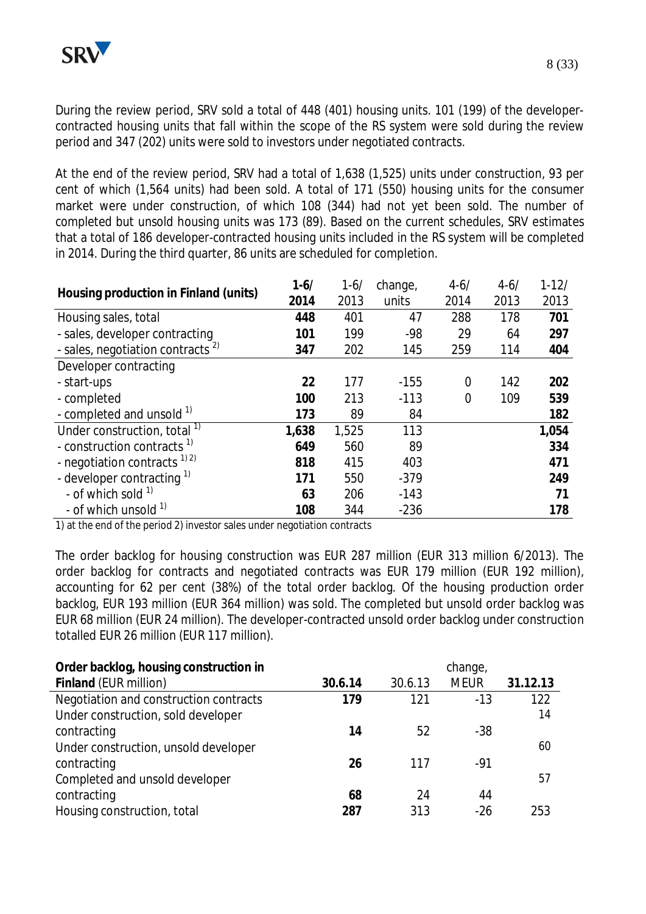During the review period, SRV sold a total of 448 (401) housing units. 101 (199) of the developer-contracted housing units that fall within the scope of the RS system were sold during the review period and 347 (202) units were sold to investors under negotiated contracts.

At the end of the review period, SRV had a total of 1,638 (1,525) units under construction, 93 per cent of which (1,564 units) had been sold. A total of 171 (550) housing units for the consumer market were under construction, of which 108 (344) had not yet been sold. The number of completed but unsold housing units was 173 (89). Based on the current schedules, SRV estimates that a total of 186 developer-contracted housing units included in the RS system will be completed in 2014. During the third quarter, 86 units are scheduled for completion.

| Housing production in Finland (units) | 1-6/ 2014 | 1-6/ 2013 | change, units | 4-6/ 2014 | 4-6/ 2013 | 1-12/ 2013 |
|---|---|---|---|---|---|---|
| Housing sales, total | **448** | 401 | 47 | 288 | 178 | **701** |
| - sales, developer contracting | **101** | 199 | -98 | 29 | 64 | **297** |
| - sales, negotiation contracts [2] | **347** | 202 | 145 | 259 | 114 | **404** |
| Developer contracting | | | | | | |
| - start-ups | **22** | 177 | -155 | 0 | 142 | **202** |
| - completed | **100** | 213 | -113 | 0 | 109 | **539** |
| - completed and unsold [1] | **173** | 89 | 84 | | | **182** |
| Under construction, total [1] | **1,638** | 1,525 | 113 | | | **1,054** |
| - construction contracts [1] | **649** | 560 | 89 | | | **334** |
| - negotiation contracts [1] [2] | **818** | 415 | 403 | | | **471** |
| - developer contracting [1] | **171** | 550 | -379 | | | **249** |
| - of which sold [1] | **63** | 206 | -143 | | | **71** |
| - of which unsold [1] | **108** | 344 | -236 | | | **178** |

1) at the end of the period 2) investor sales under negotiation contracts

The order backlog for housing construction was EUR 287 million (EUR 313 million 6/2013). The order backlog for contracts and negotiated contracts was EUR 179 million (EUR 192 million), accounting for 62 per cent (38%) of the total order backlog. Of the housing production order backlog, EUR 193 million (EUR 364 million) was sold. The completed but unsold order backlog was EUR 68 million (EUR 24 million). The developer-contracted unsold order backlog under construction totalled EUR 26 million (EUR 117 million).

| **Order backlog, housing construction in Finland** (EUR million) | 30.6.14 | 30.6.13 | change, MEUR | 31.12.13 |
|---|---|---|---|---|
| Negotiation and construction contracts | **179** | 121 | -13 | 122 |
| Under construction, sold developer contracting | **14** | 52 | -38 | 14 |
| Under construction, unsold developer contracting | **26** | 117 | -91 | 60 |
| Completed and unsold developer contracting | **68** | 24 | 44 | 57 |
| Housing construction, total | **287** | 313 | -26 | 253 |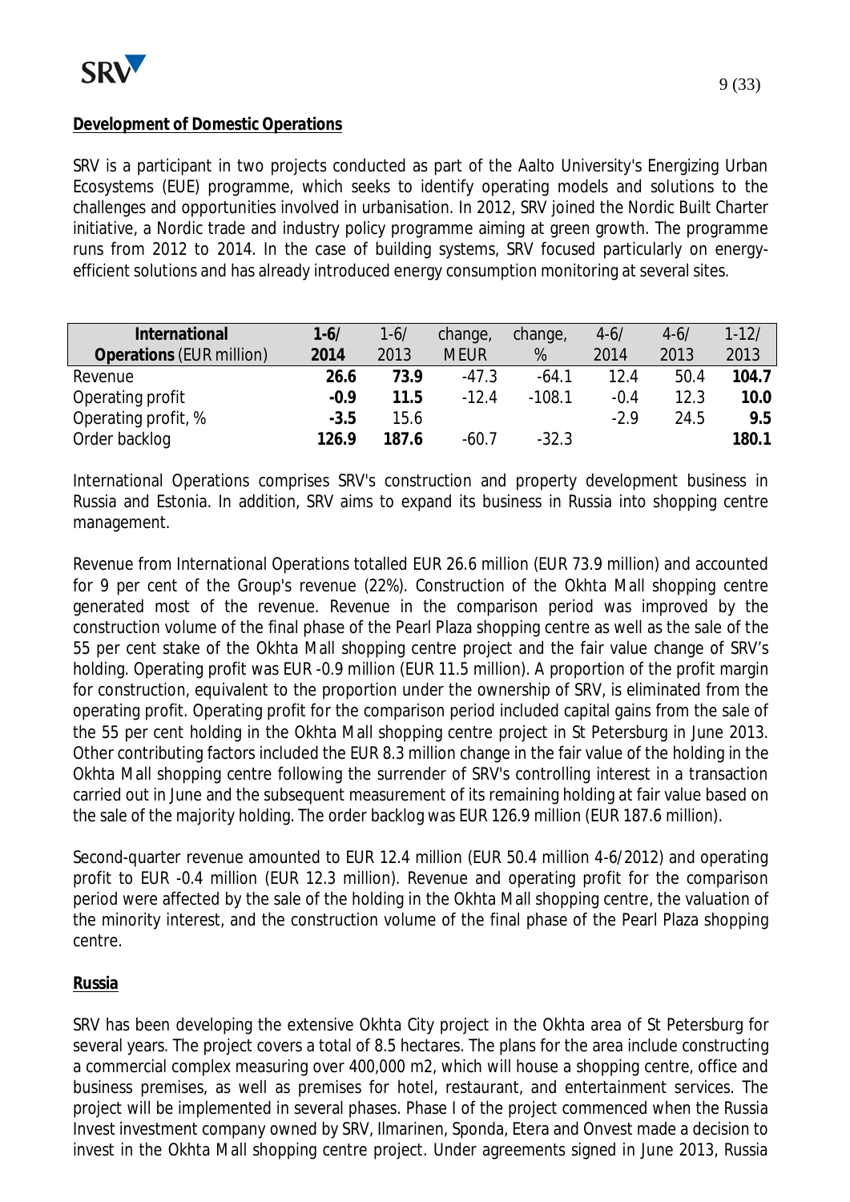**Development of Domestic Operations**

SRV is a participant in two projects conducted as part of the Aalto University's Energizing Urban Ecosystems (EUE) programme, which seeks to identify operating models and solutions to the challenges and opportunities involved in urbanisation. In 2012, SRV joined the Nordic Built Charter initiative, a Nordic trade and industry policy programme aiming at green growth. The programme runs from 2012 to 2014. In the case of building systems, SRV focused particularly on energy-efficient solutions and has already introduced energy consumption monitoring at several sites.

| International Operations (EUR million) | 1-6/ 2014 | 1-6/ 2013 | change, MEUR | change, % | 4-6/ 2014 | 4-6/ 2013 | 1-12/ 2013 |
|---|---|---|---|---|---|---|---|
| Revenue | **26.6** | **73.9** | -47.3 | -64.1 | 12.4 | 50.4 | **104.7** |
| Operating profit | **-0.9** | **11.5** | -12.4 | -108.1 | -0.4 | 12.3 | **10.0** |
| Operating profit, % | **-3.5** | 15.6 | | | -2.9 | 24.5 | **9.5** |
| Order backlog | **126.9** | **187.6** | -60.7 | -32.3 | | | **180.1** |

International Operations comprises SRV's construction and property development business in Russia and Estonia. In addition, SRV aims to expand its business in Russia into shopping centre management.

Revenue from International Operations totalled EUR 26.6 million (EUR 73.9 million) and accounted for 9 per cent of the Group's revenue (22%). Construction of the Okhta Mall shopping centre generated most of the revenue. Revenue in the comparison period was improved by the construction volume of the final phase of the Pearl Plaza shopping centre as well as the sale of the 55 per cent stake of the Okhta Mall shopping centre project and the fair value change of SRV's holding. Operating profit was EUR -0.9 million (EUR 11.5 million). A proportion of the profit margin for construction, equivalent to the proportion under the ownership of SRV, is eliminated from the operating profit. Operating profit for the comparison period included capital gains from the sale of the 55 per cent holding in the Okhta Mall shopping centre project in St Petersburg in June 2013. Other contributing factors included the EUR 8.3 million change in the fair value of the holding in the Okhta Mall shopping centre following the surrender of SRV's controlling interest in a transaction carried out in June and the subsequent measurement of its remaining holding at fair value based on the sale of the majority holding. The order backlog was EUR 126.9 million (EUR 187.6 million).

Second-quarter revenue amounted to EUR 12.4 million (EUR 50.4 million 4-6/2012) and operating profit to EUR -0.4 million (EUR 12.3 million). Revenue and operating profit for the comparison period were affected by the sale of the holding in the Okhta Mall shopping centre, the valuation of the minority interest, and the construction volume of the final phase of the Pearl Plaza shopping centre.

**Russia**

SRV has been developing the extensive Okhta City project in the Okhta area of St Petersburg for several years. The project covers a total of 8.5 hectares. The plans for the area include constructing a commercial complex measuring over 400,000 m2, which will house a shopping centre, office and business premises, as well as premises for hotel, restaurant, and entertainment services. The project will be implemented in several phases. Phase I of the project commenced when the Russia Invest investment company owned by SRV, Ilmarinen, Sponda, Etera and Onvest made a decision to invest in the Okhta Mall shopping centre project. Under agreements signed in June 2013, Russia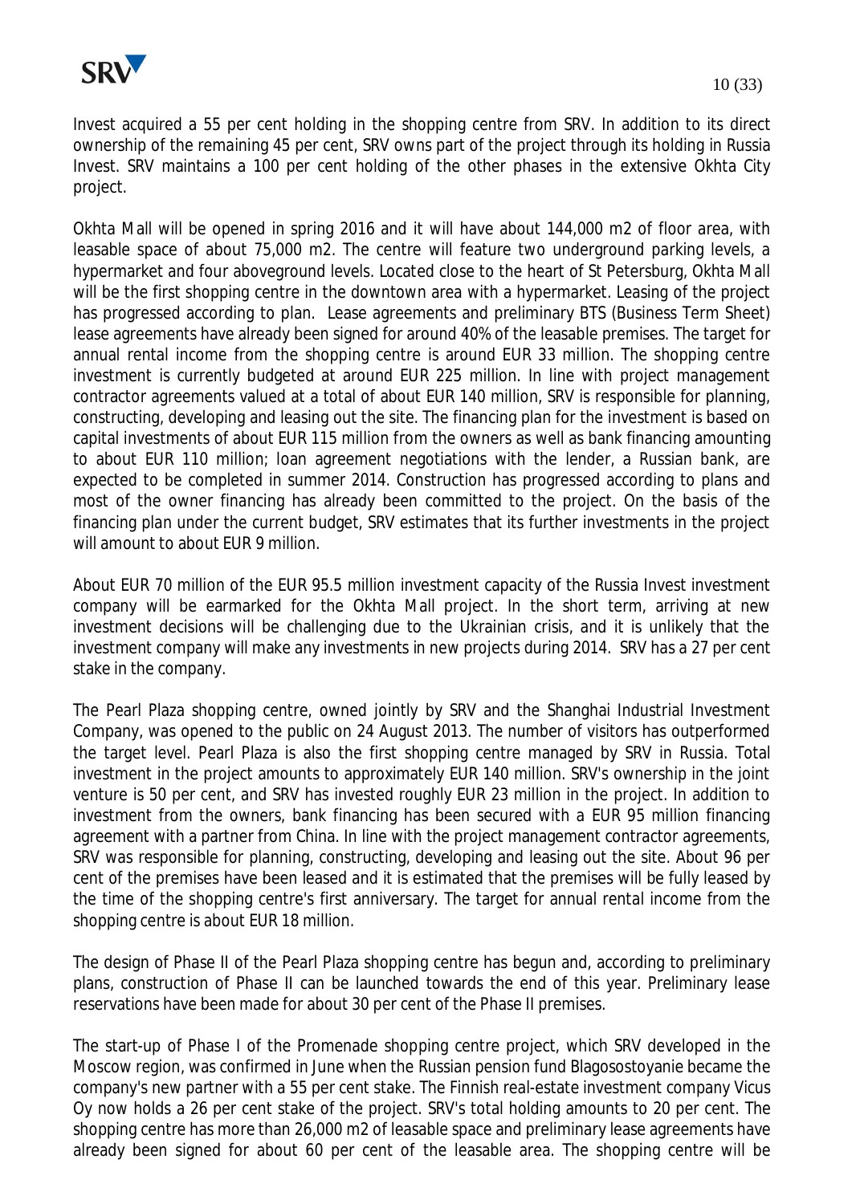Invest acquired a 55 per cent holding in the shopping centre from SRV. In addition to its direct ownership of the remaining 45 per cent, SRV owns part of the project through its holding in Russia Invest. SRV maintains a 100 per cent holding of the other phases in the extensive Okhta City project.

Okhta Mall will be opened in spring 2016 and it will have about 144,000 m2 of floor area, with leasable space of about 75,000 m2. The centre will feature two underground parking levels, a hypermarket and four aboveground levels. Located close to the heart of St Petersburg, Okhta Mall will be the first shopping centre in the downtown area with a hypermarket. Leasing of the project has progressed according to plan. Lease agreements and preliminary BTS (Business Term Sheet) lease agreements have already been signed for around 40% of the leasable premises. The target for annual rental income from the shopping centre is around EUR 33 million. The shopping centre investment is currently budgeted at around EUR 225 million. In line with project management contractor agreements valued at a total of about EUR 140 million, SRV is responsible for planning, constructing, developing and leasing out the site. The financing plan for the investment is based on capital investments of about EUR 115 million from the owners as well as bank financing amounting to about EUR 110 million; loan agreement negotiations with the lender, a Russian bank, are expected to be completed in summer 2014. Construction has progressed according to plans and most of the owner financing has already been committed to the project. On the basis of the financing plan under the current budget, SRV estimates that its further investments in the project will amount to about EUR 9 million.

About EUR 70 million of the EUR 95.5 million investment capacity of the Russia Invest investment company will be earmarked for the Okhta Mall project. In the short term, arriving at new investment decisions will be challenging due to the Ukrainian crisis, and it is unlikely that the investment company will make any investments in new projects during 2014. SRV has a 27 per cent stake in the company.

The Pearl Plaza shopping centre, owned jointly by SRV and the Shanghai Industrial Investment Company, was opened to the public on 24 August 2013. The number of visitors has outperformed the target level. Pearl Plaza is also the first shopping centre managed by SRV in Russia. Total investment in the project amounts to approximately EUR 140 million. SRV's ownership in the joint venture is 50 per cent, and SRV has invested roughly EUR 23 million in the project. In addition to investment from the owners, bank financing has been secured with a EUR 95 million financing agreement with a partner from China. In line with the project management contractor agreements, SRV was responsible for planning, constructing, developing and leasing out the site. About 96 per cent of the premises have been leased and it is estimated that the premises will be fully leased by the time of the shopping centre's first anniversary. The target for annual rental income from the shopping centre is about EUR 18 million.

The design of Phase II of the Pearl Plaza shopping centre has begun and, according to preliminary plans, construction of Phase II can be launched towards the end of this year. Preliminary lease reservations have been made for about 30 per cent of the Phase II premises.

The start-up of Phase I of the Promenade shopping centre project, which SRV developed in the Moscow region, was confirmed in June when the Russian pension fund Blagosostoyanie became the company's new partner with a 55 per cent stake. The Finnish real-estate investment company Vicus Oy now holds a 26 per cent stake of the project. SRV's total holding amounts to 20 per cent. The shopping centre has more than 26,000 m2 of leasable space and preliminary lease agreements have already been signed for about 60 per cent of the leasable area. The shopping centre will be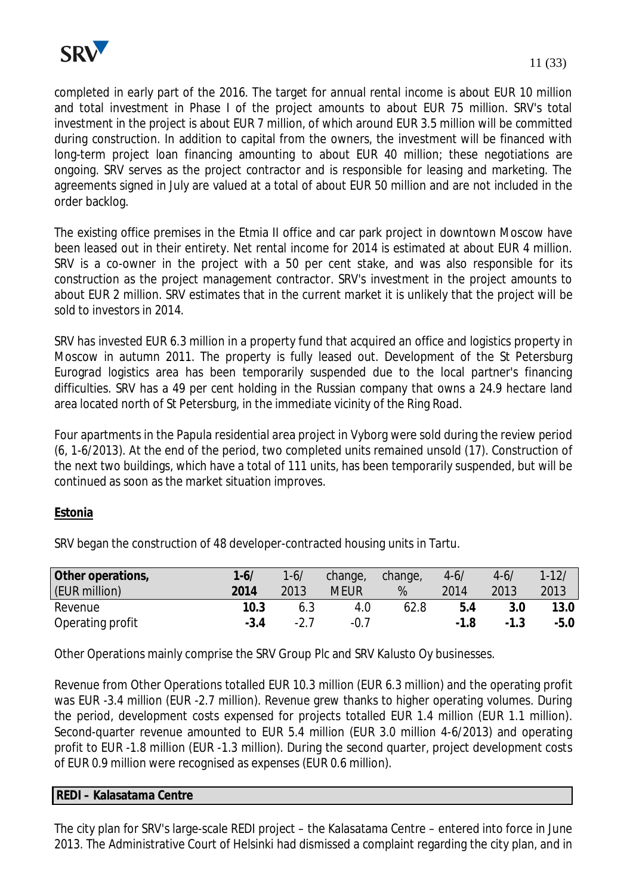completed in early part of the 2016. The target for annual rental income is about EUR 10 million and total investment in Phase I of the project amounts to about EUR 75 million. SRV's total investment in the project is about EUR 7 million, of which around EUR 3.5 million will be committed during construction. In addition to capital from the owners, the investment will be financed with long-term project loan financing amounting to about EUR 40 million; these negotiations are ongoing. SRV serves as the project contractor and is responsible for leasing and marketing. The agreements signed in July are valued at a total of about EUR 50 million and are not included in the order backlog.

The existing office premises in the Etmia II office and car park project in downtown Moscow have been leased out in their entirety. Net rental income for 2014 is estimated at about EUR 4 million. SRV is a co-owner in the project with a 50 per cent stake, and was also responsible for its construction as the project management contractor. SRV's investment in the project amounts to about EUR 2 million. SRV estimates that in the current market it is unlikely that the project will be sold to investors in 2014.

SRV has invested EUR 6.3 million in a property fund that acquired an office and logistics property in Moscow in autumn 2011. The property is fully leased out. Development of the St Petersburg Eurograd logistics area has been temporarily suspended due to the local partner's financing difficulties. SRV has a 49 per cent holding in the Russian company that owns a 24.9 hectare land area located north of St Petersburg, in the immediate vicinity of the Ring Road.

Four apartments in the Papula residential area project in Vyborg were sold during the review period (6, 1-6/2013). At the end of the period, two completed units remained unsold (17). Construction of the next two buildings, which have a total of 111 units, has been temporarily suspended, but will be continued as soon as the market situation improves.

**Estonia**

SRV began the construction of 48 developer-contracted housing units in Tartu.

| Other operations, (EUR million) | 1-6/ 2014 | 1-6/ 2013 | change, MEUR | change, % | 4-6/ 2014 | 4-6/ 2013 | 1-12/ 2013 |
|---|---|---|---|---|---|---|---|
| Revenue | **10.3** | 6.3 | 4.0 | 62.8 | **5.4** | **3.0** | **13.0** |
| Operating profit | **-3.4** | -2.7 | -0.7 | | **-1.8** | **-1.3** | **-5.0** |

Other Operations mainly comprise the SRV Group Plc and SRV Kalusto Oy businesses.

Revenue from Other Operations totalled EUR 10.3 million (EUR 6.3 million) and the operating profit was EUR -3.4 million (EUR -2.7 million). Revenue grew thanks to higher operating volumes. During the period, development costs expensed for projects totalled EUR 1.4 million (EUR 1.1 million). Second-quarter revenue amounted to EUR 5.4 million (EUR 3.0 million 4-6/2013) and operating profit to EUR -1.8 million (EUR -1.3 million). During the second quarter, project development costs of EUR 0.9 million were recognised as expenses (EUR 0.6 million).

**REDI – Kalasatama Centre**

The city plan for SRV's large-scale REDI project – the Kalasatama Centre – entered into force in June 2013. The Administrative Court of Helsinki had dismissed a complaint regarding the city plan, and in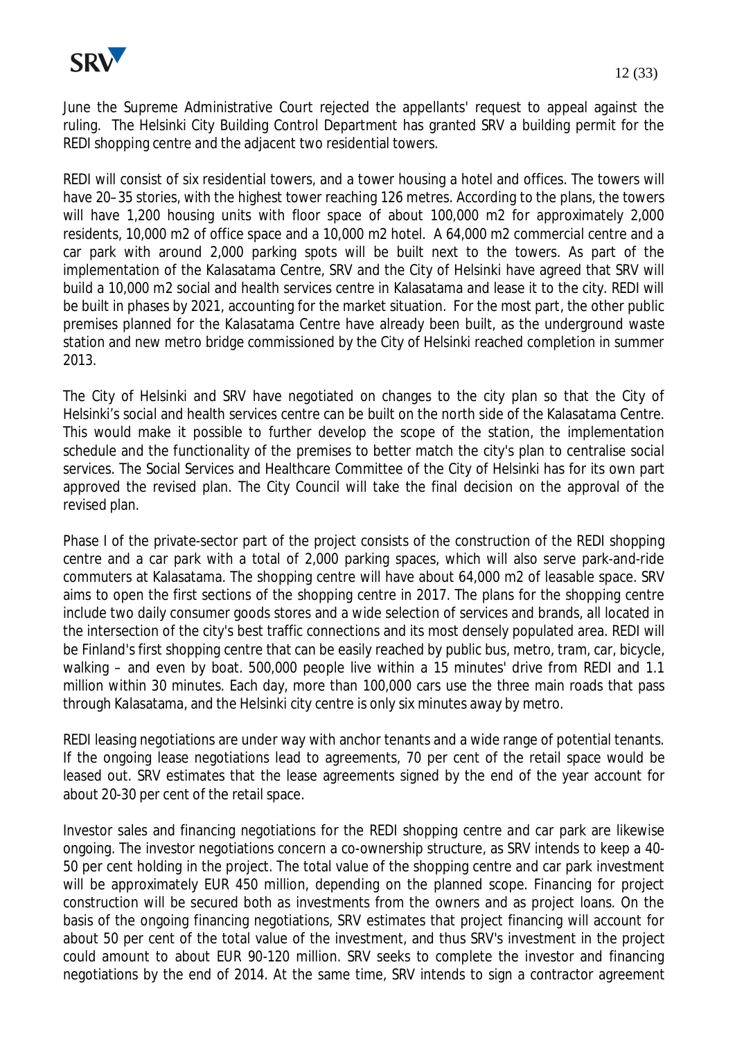June the Supreme Administrative Court rejected the appellants' request to appeal against the ruling. The Helsinki City Building Control Department has granted SRV a building permit for the REDI shopping centre and the adjacent two residential towers.

REDI will consist of six residential towers, and a tower housing a hotel and offices. The towers will have 20–35 stories, with the highest tower reaching 126 metres. According to the plans, the towers will have 1,200 housing units with floor space of about 100,000 m2 for approximately 2,000 residents, 10,000 m2 of office space and a 10,000 m2 hotel. A 64,000 m2 commercial centre and a car park with around 2,000 parking spots will be built next to the towers. As part of the implementation of the Kalasatama Centre, SRV and the City of Helsinki have agreed that SRV will build a 10,000 m2 social and health services centre in Kalasatama and lease it to the city. REDI will be built in phases by 2021, accounting for the market situation. For the most part, the other public premises planned for the Kalasatama Centre have already been built, as the underground waste station and new metro bridge commissioned by the City of Helsinki reached completion in summer 2013.

The City of Helsinki and SRV have negotiated on changes to the city plan so that the City of Helsinki's social and health services centre can be built on the north side of the Kalasatama Centre. This would make it possible to further develop the scope of the station, the implementation schedule and the functionality of the premises to better match the city's plan to centralise social services. The Social Services and Healthcare Committee of the City of Helsinki has for its own part approved the revised plan. The City Council will take the final decision on the approval of the revised plan.

Phase I of the private-sector part of the project consists of the construction of the REDI shopping centre and a car park with a total of 2,000 parking spaces, which will also serve park-and-ride commuters at Kalasatama. The shopping centre will have about 64,000 m2 of leasable space. SRV aims to open the first sections of the shopping centre in 2017. The plans for the shopping centre include two daily consumer goods stores and a wide selection of services and brands, all located in the intersection of the city's best traffic connections and its most densely populated area. REDI will be Finland's first shopping centre that can be easily reached by public bus, metro, tram, car, bicycle, walking – and even by boat. 500,000 people live within a 15 minutes' drive from REDI and 1.1 million within 30 minutes. Each day, more than 100,000 cars use the three main roads that pass through Kalasatama, and the Helsinki city centre is only six minutes away by metro.

REDI leasing negotiations are under way with anchor tenants and a wide range of potential tenants. If the ongoing lease negotiations lead to agreements, 70 per cent of the retail space would be leased out. SRV estimates that the lease agreements signed by the end of the year account for about 20-30 per cent of the retail space.

Investor sales and financing negotiations for the REDI shopping centre and car park are likewise ongoing. The investor negotiations concern a co-ownership structure, as SRV intends to keep a 40-50 per cent holding in the project. The total value of the shopping centre and car park investment will be approximately EUR 450 million, depending on the planned scope. Financing for project construction will be secured both as investments from the owners and as project loans. On the basis of the ongoing financing negotiations, SRV estimates that project financing will account for about 50 per cent of the total value of the investment, and thus SRV's investment in the project could amount to about EUR 90-120 million. SRV seeks to complete the investor and financing negotiations by the end of 2014. At the same time, SRV intends to sign a contractor agreement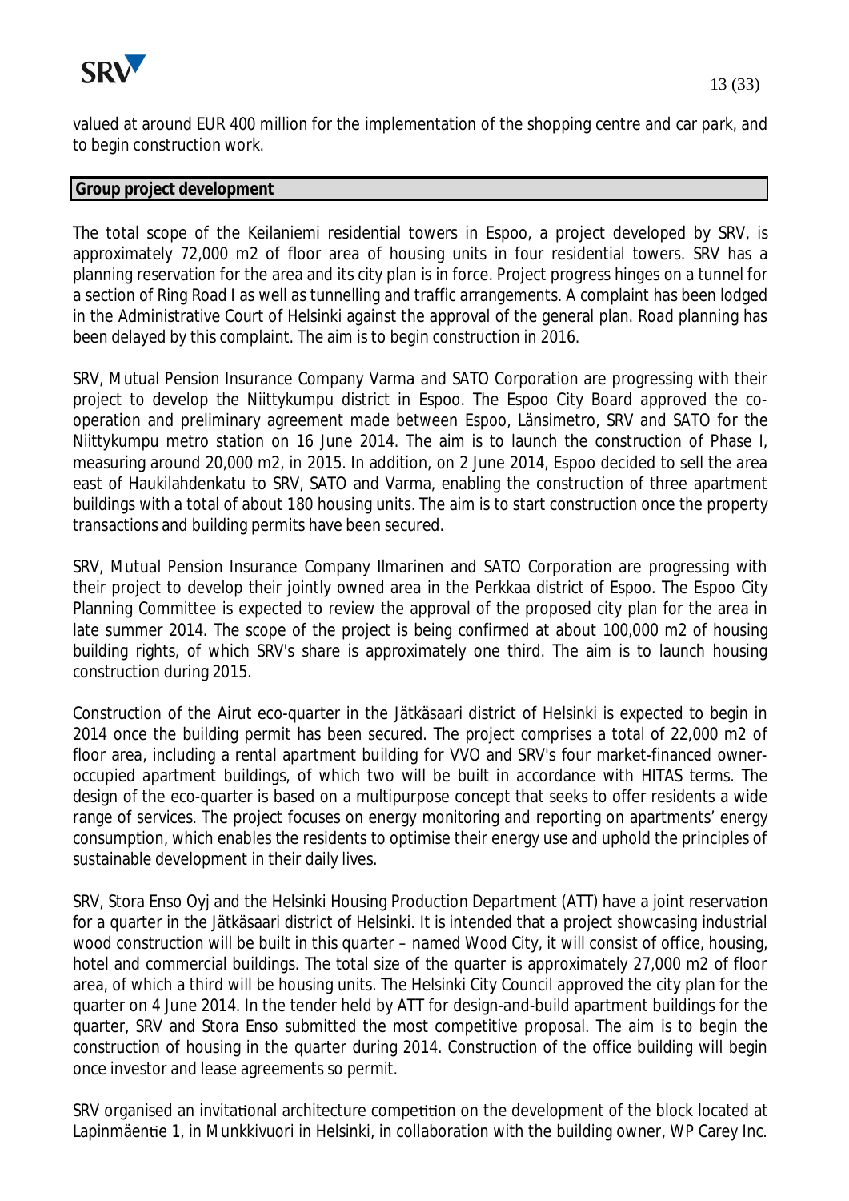valued at around EUR 400 million for the implementation of the shopping centre and car park, and to begin construction work.

## Group project development

The total scope of the Keilaniemi residential towers in Espoo, a project developed by SRV, is approximately 72,000 m2 of floor area of housing units in four residential towers. SRV has a planning reservation for the area and its city plan is in force. Project progress hinges on a tunnel for a section of Ring Road I as well as tunnelling and traffic arrangements. A complaint has been lodged in the Administrative Court of Helsinki against the approval of the general plan. Road planning has been delayed by this complaint. The aim is to begin construction in 2016.

SRV, Mutual Pension Insurance Company Varma and SATO Corporation are progressing with their project to develop the Niittykumpu district in Espoo. The Espoo City Board approved the co-operation and preliminary agreement made between Espoo, Länsimetro, SRV and SATO for the Niittykumpu metro station on 16 June 2014. The aim is to launch the construction of Phase I, measuring around 20,000 m2, in 2015. In addition, on 2 June 2014, Espoo decided to sell the area east of Haukilahdenkatu to SRV, SATO and Varma, enabling the construction of three apartment buildings with a total of about 180 housing units. The aim is to start construction once the property transactions and building permits have been secured.

SRV, Mutual Pension Insurance Company Ilmarinen and SATO Corporation are progressing with their project to develop their jointly owned area in the Perkkaa district of Espoo. The Espoo City Planning Committee is expected to review the approval of the proposed city plan for the area in late summer 2014. The scope of the project is being confirmed at about 100,000 m2 of housing building rights, of which SRV's share is approximately one third. The aim is to launch housing construction during 2015.

Construction of the Airut eco-quarter in the Jätkäsaari district of Helsinki is expected to begin in 2014 once the building permit has been secured. The project comprises a total of 22,000 m2 of floor area, including a rental apartment building for VVO and SRV's four market-financed owner-occupied apartment buildings, of which two will be built in accordance with HITAS terms. The design of the eco-quarter is based on a multipurpose concept that seeks to offer residents a wide range of services. The project focuses on energy monitoring and reporting on apartments' energy consumption, which enables the residents to optimise their energy use and uphold the principles of sustainable development in their daily lives.

SRV, Stora Enso Oyj and the Helsinki Housing Production Department (ATT) have a joint reservation for a quarter in the Jätkäsaari district of Helsinki. It is intended that a project showcasing industrial wood construction will be built in this quarter – named Wood City, it will consist of office, housing, hotel and commercial buildings. The total size of the quarter is approximately 27,000 m2 of floor area, of which a third will be housing units. The Helsinki City Council approved the city plan for the quarter on 4 June 2014. In the tender held by ATT for design-and-build apartment buildings for the quarter, SRV and Stora Enso submitted the most competitive proposal. The aim is to begin the construction of housing in the quarter during 2014. Construction of the office building will begin once investor and lease agreements so permit.

SRV organised an invitational architecture competition on the development of the block located at Lapinmäentie 1, in Munkkivuori in Helsinki, in collaboration with the building owner, WP Carey Inc.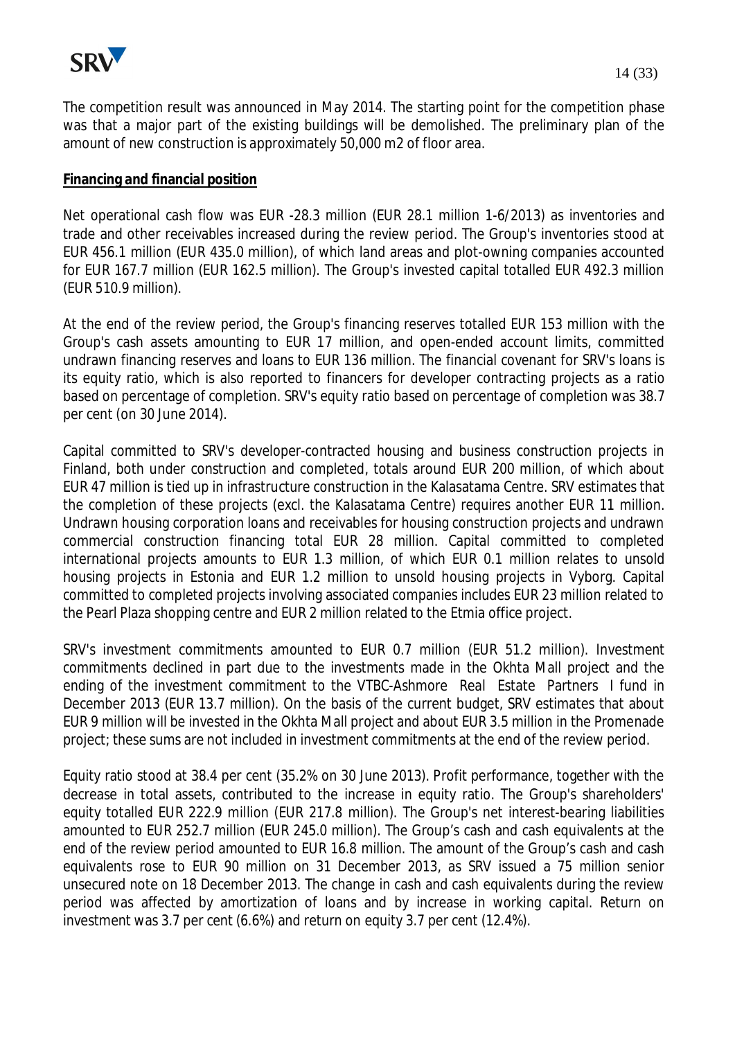The competition result was announced in May 2014. The starting point for the competition phase was that a major part of the existing buildings will be demolished. The preliminary plan of the amount of new construction is approximately 50,000 m2 of floor area.

**Financing and financial position**

Net operational cash flow was EUR -28.3 million (EUR 28.1 million 1-6/2013) as inventories and trade and other receivables increased during the review period. The Group's inventories stood at EUR 456.1 million (EUR 435.0 million), of which land areas and plot-owning companies accounted for EUR 167.7 million (EUR 162.5 million). The Group's invested capital totalled EUR 492.3 million (EUR 510.9 million).

At the end of the review period, the Group's financing reserves totalled EUR 153 million with the Group's cash assets amounting to EUR 17 million, and open-ended account limits, committed undrawn financing reserves and loans to EUR 136 million. The financial covenant for SRV's loans is its equity ratio, which is also reported to financers for developer contracting projects as a ratio based on percentage of completion. SRV's equity ratio based on percentage of completion was 38.7 per cent (on 30 June 2014).

Capital committed to SRV's developer-contracted housing and business construction projects in Finland, both under construction and completed, totals around EUR 200 million, of which about EUR 47 million is tied up in infrastructure construction in the Kalasatama Centre. SRV estimates that the completion of these projects (excl. the Kalasatama Centre) requires another EUR 11 million. Undrawn housing corporation loans and receivables for housing construction projects and undrawn commercial construction financing total EUR 28 million. Capital committed to completed international projects amounts to EUR 1.3 million, of which EUR 0.1 million relates to unsold housing projects in Estonia and EUR 1.2 million to unsold housing projects in Vyborg. Capital committed to completed projects involving associated companies includes EUR 23 million related to the Pearl Plaza shopping centre and EUR 2 million related to the Etmia office project.

SRV's investment commitments amounted to EUR 0.7 million (EUR 51.2 million). Investment commitments declined in part due to the investments made in the Okhta Mall project and the ending of the investment commitment to the VTBC-Ashmore Real Estate Partners I fund in December 2013 (EUR 13.7 million). On the basis of the current budget, SRV estimates that about EUR 9 million will be invested in the Okhta Mall project and about EUR 3.5 million in the Promenade project; these sums are not included in investment commitments at the end of the review period.

Equity ratio stood at 38.4 per cent (35.2% on 30 June 2013). Profit performance, together with the decrease in total assets, contributed to the increase in equity ratio. The Group's shareholders' equity totalled EUR 222.9 million (EUR 217.8 million). The Group's net interest-bearing liabilities amounted to EUR 252.7 million (EUR 245.0 million). The Group's cash and cash equivalents at the end of the review period amounted to EUR 16.8 million. The amount of the Group's cash and cash equivalents rose to EUR 90 million on 31 December 2013, as SRV issued a 75 million senior unsecured note on 18 December 2013. The change in cash and cash equivalents during the review period was affected by amortization of loans and by increase in working capital. Return on investment was 3.7 per cent (6.6%) and return on equity 3.7 per cent (12.4%).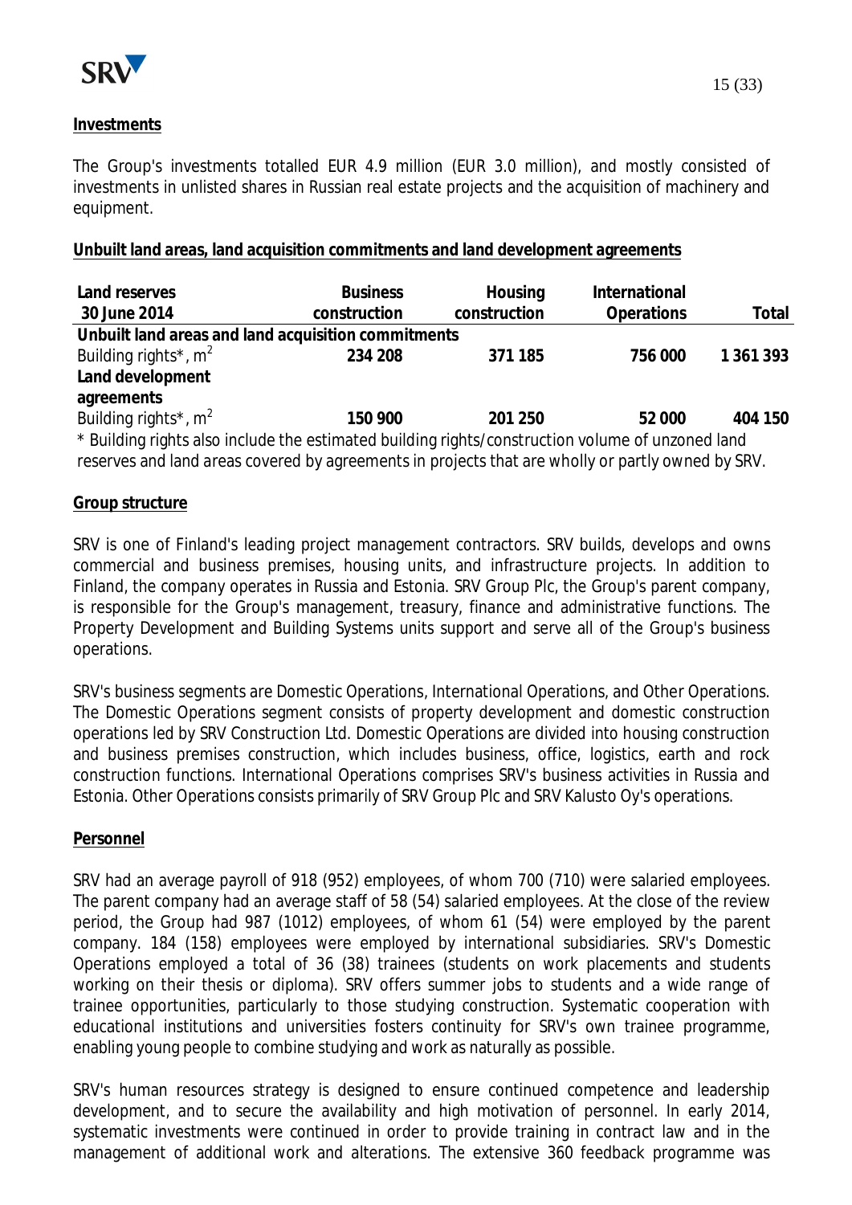## Investments

The Group's investments totalled EUR 4.9 million (EUR 3.0 million), and mostly consisted of investments in unlisted shares in Russian real estate projects and the acquisition of machinery and equipment.

## Unbuilt land areas, land acquisition commitments and land development agreements

| Land reserves 30 June 2014 | Business construction | Housing construction | International Operations | Total |
|---|---|---|---|---|
| **Unbuilt land areas and land acquisition commitments** | | | | |
| Building rights*, $m^2$ | **234 208** | **371 185** | **756 000** | **1 361 393** |
| **Land development agreements** | | | | |
| Building rights*, $m^2$ | **150 900** | **201 250** | **52 000** | **404 150** |

\* Building rights also include the estimated building rights/construction volume of unzoned land reserves and land areas covered by agreements in projects that are wholly or partly owned by SRV.

## Group structure

SRV is one of Finland's leading project management contractors. SRV builds, develops and owns commercial and business premises, housing units, and infrastructure projects. In addition to Finland, the company operates in Russia and Estonia. SRV Group Plc, the Group's parent company, is responsible for the Group's management, treasury, finance and administrative functions. The Property Development and Building Systems units support and serve all of the Group's business operations.

SRV's business segments are Domestic Operations, International Operations, and Other Operations. The Domestic Operations segment consists of property development and domestic construction operations led by SRV Construction Ltd. Domestic Operations are divided into housing construction and business premises construction, which includes business, office, logistics, earth and rock construction functions. International Operations comprises SRV's business activities in Russia and Estonia. Other Operations consists primarily of SRV Group Plc and SRV Kalusto Oy's operations.

## Personnel

SRV had an average payroll of 918 (952) employees, of whom 700 (710) were salaried employees. The parent company had an average staff of 58 (54) salaried employees. At the close of the review period, the Group had 987 (1012) employees, of whom 61 (54) were employed by the parent company. 184 (158) employees were employed by international subsidiaries. SRV's Domestic Operations employed a total of 36 (38) trainees (students on work placements and students working on their thesis or diploma). SRV offers summer jobs to students and a wide range of trainee opportunities, particularly to those studying construction. Systematic cooperation with educational institutions and universities fosters continuity for SRV's own trainee programme, enabling young people to combine studying and work as naturally as possible.

SRV's human resources strategy is designed to ensure continued competence and leadership development, and to secure the availability and high motivation of personnel. In early 2014, systematic investments were continued in order to provide training in contract law and in the management of additional work and alterations. The extensive 360 feedback programme was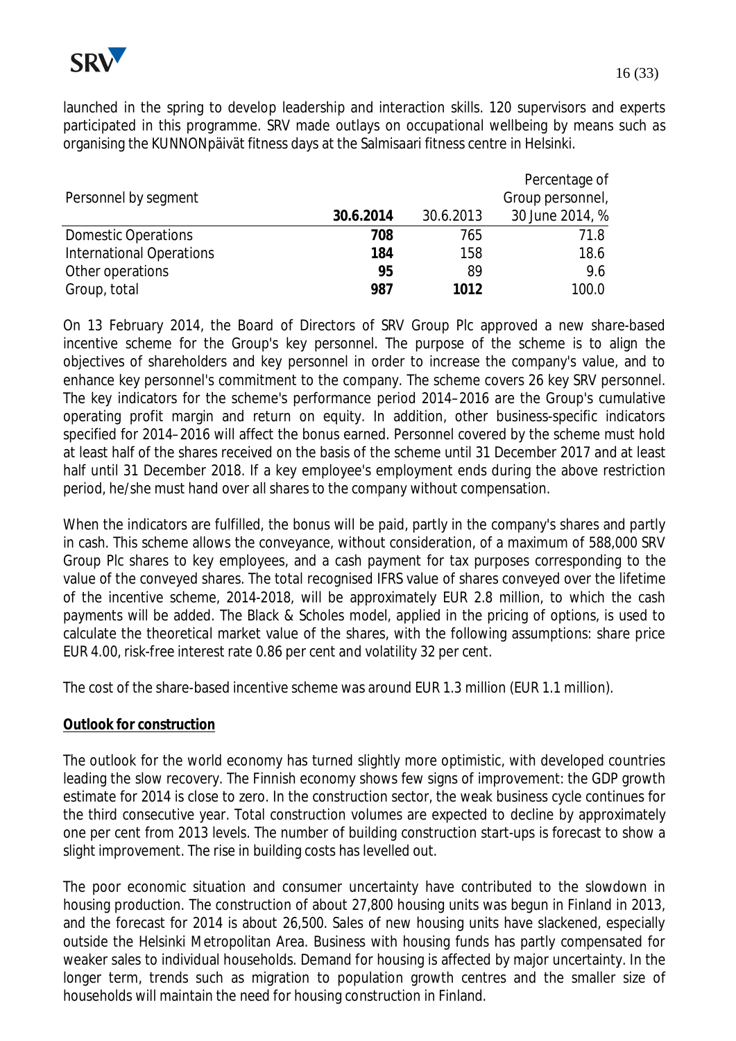launched in the spring to develop leadership and interaction skills. 120 supervisors and experts participated in this programme. SRV made outlays on occupational wellbeing by means such as organising the KUNNONpäivät fitness days at the Salmisaari fitness centre in Helsinki.

| Personnel by segment | **30.6.2014** | 30.6.2013 | Percentage of Group personnel, 30 June 2014, % |
|---|---|---|---|
| Domestic Operations | **708** | 765 | 71.8 |
| International Operations | **184** | 158 | 18.6 |
| Other operations | **95** | 89 | 9.6 |
| Group, total | **987** | **1012** | 100.0 |

On 13 February 2014, the Board of Directors of SRV Group Plc approved a new share-based incentive scheme for the Group's key personnel. The purpose of the scheme is to align the objectives of shareholders and key personnel in order to increase the company's value, and to enhance key personnel's commitment to the company. The scheme covers 26 key SRV personnel. The key indicators for the scheme's performance period 2014–2016 are the Group's cumulative operating profit margin and return on equity. In addition, other business-specific indicators specified for 2014–2016 will affect the bonus earned. Personnel covered by the scheme must hold at least half of the shares received on the basis of the scheme until 31 December 2017 and at least half until 31 December 2018. If a key employee's employment ends during the above restriction period, he/she must hand over all shares to the company without compensation.

When the indicators are fulfilled, the bonus will be paid, partly in the company's shares and partly in cash. This scheme allows the conveyance, without consideration, of a maximum of 588,000 SRV Group Plc shares to key employees, and a cash payment for tax purposes corresponding to the value of the conveyed shares. The total recognised IFRS value of shares conveyed over the lifetime of the incentive scheme, 2014-2018, will be approximately EUR 2.8 million, to which the cash payments will be added. The Black & Scholes model, applied in the pricing of options, is used to calculate the theoretical market value of the shares, with the following assumptions: share price EUR 4.00, risk-free interest rate 0.86 per cent and volatility 32 per cent.

The cost of the share-based incentive scheme was around EUR 1.3 million (EUR 1.1 million).

**Outlook for construction**

The outlook for the world economy has turned slightly more optimistic, with developed countries leading the slow recovery. The Finnish economy shows few signs of improvement: the GDP growth estimate for 2014 is close to zero. In the construction sector, the weak business cycle continues for the third consecutive year. Total construction volumes are expected to decline by approximately one per cent from 2013 levels. The number of building construction start-ups is forecast to show a slight improvement. The rise in building costs has levelled out.

The poor economic situation and consumer uncertainty have contributed to the slowdown in housing production. The construction of about 27,800 housing units was begun in Finland in 2013, and the forecast for 2014 is about 26,500. Sales of new housing units have slackened, especially outside the Helsinki Metropolitan Area. Business with housing funds has partly compensated for weaker sales to individual households. Demand for housing is affected by major uncertainty. In the longer term, trends such as migration to population growth centres and the smaller size of households will maintain the need for housing construction in Finland.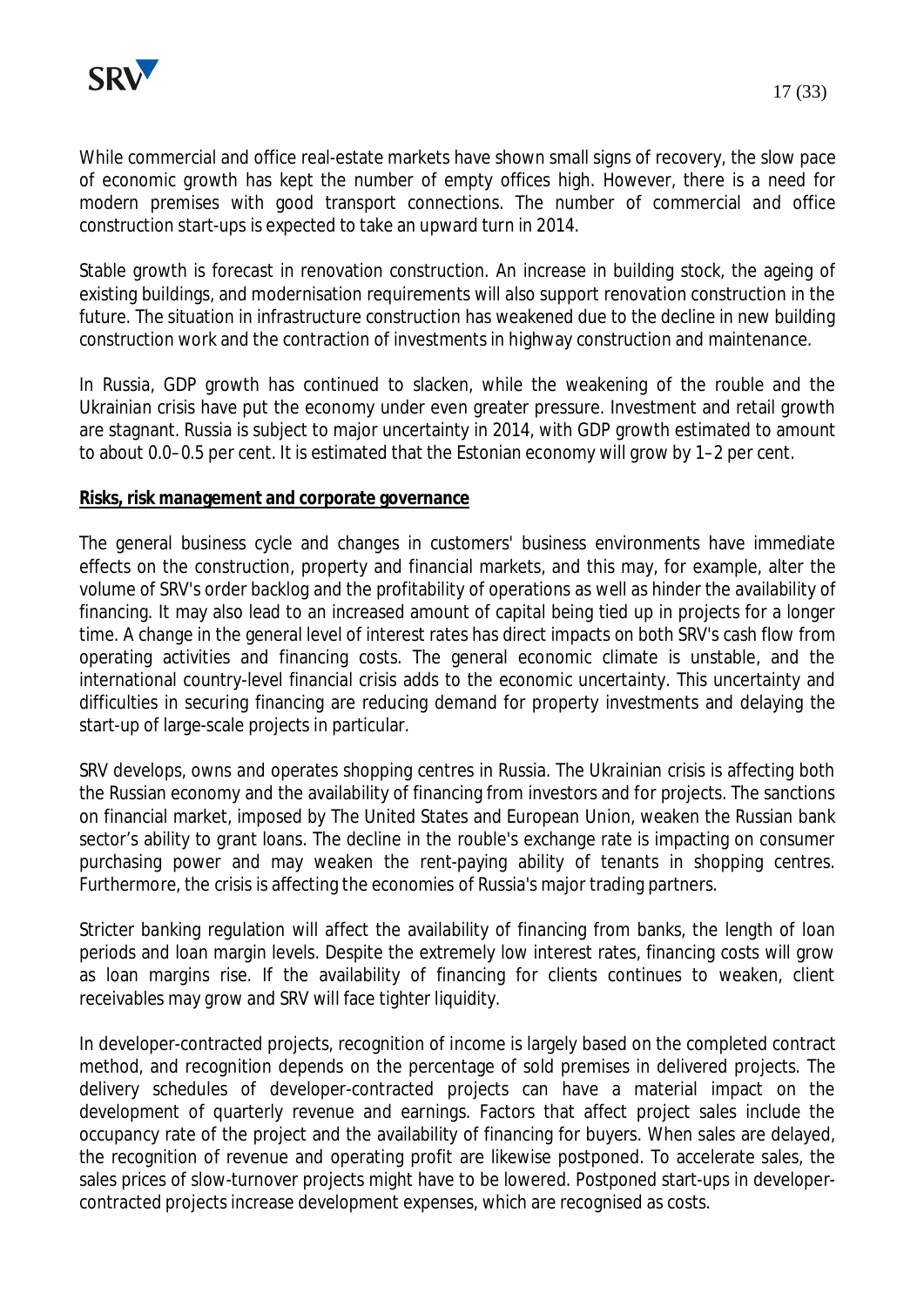While commercial and office real-estate markets have shown small signs of recovery, the slow pace of economic growth has kept the number of empty offices high. However, there is a need for modern premises with good transport connections. The number of commercial and office construction start-ups is expected to take an upward turn in 2014.

Stable growth is forecast in renovation construction. An increase in building stock, the ageing of existing buildings, and modernisation requirements will also support renovation construction in the future. The situation in infrastructure construction has weakened due to the decline in new building construction work and the contraction of investments in highway construction and maintenance.

In Russia, GDP growth has continued to slacken, while the weakening of the rouble and the Ukrainian crisis have put the economy under even greater pressure. Investment and retail growth are stagnant. Russia is subject to major uncertainty in 2014, with GDP growth estimated to amount to about 0.0–0.5 per cent. It is estimated that the Estonian economy will grow by 1–2 per cent.

**Risks, risk management and corporate governance**

The general business cycle and changes in customers' business environments have immediate effects on the construction, property and financial markets, and this may, for example, alter the volume of SRV's order backlog and the profitability of operations as well as hinder the availability of financing. It may also lead to an increased amount of capital being tied up in projects for a longer time. A change in the general level of interest rates has direct impacts on both SRV's cash flow from operating activities and financing costs. The general economic climate is unstable, and the international country-level financial crisis adds to the economic uncertainty. This uncertainty and difficulties in securing financing are reducing demand for property investments and delaying the start-up of large-scale projects in particular.

SRV develops, owns and operates shopping centres in Russia. The Ukrainian crisis is affecting both the Russian economy and the availability of financing from investors and for projects. The sanctions on financial market, imposed by The United States and European Union, weaken the Russian bank sector's ability to grant loans. The decline in the rouble's exchange rate is impacting on consumer purchasing power and may weaken the rent-paying ability of tenants in shopping centres. Furthermore, the crisis is affecting the economies of Russia's major trading partners.

Stricter banking regulation will affect the availability of financing from banks, the length of loan periods and loan margin levels. Despite the extremely low interest rates, financing costs will grow as loan margins rise. If the availability of financing for clients continues to weaken, client receivables may grow and SRV will face tighter liquidity.

In developer-contracted projects, recognition of income is largely based on the completed contract method, and recognition depends on the percentage of sold premises in delivered projects. The delivery schedules of developer-contracted projects can have a material impact on the development of quarterly revenue and earnings. Factors that affect project sales include the occupancy rate of the project and the availability of financing for buyers. When sales are delayed, the recognition of revenue and operating profit are likewise postponed. To accelerate sales, the sales prices of slow-turnover projects might have to be lowered. Postponed start-ups in developer-contracted projects increase development expenses, which are recognised as costs.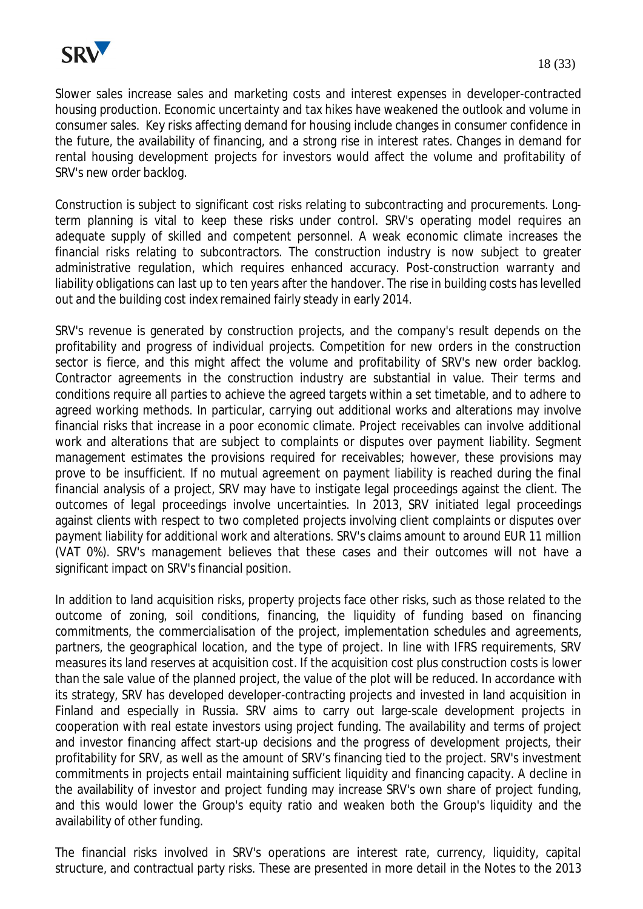Slower sales increase sales and marketing costs and interest expenses in developer-contracted housing production. Economic uncertainty and tax hikes have weakened the outlook and volume in consumer sales. Key risks affecting demand for housing include changes in consumer confidence in the future, the availability of financing, and a strong rise in interest rates. Changes in demand for rental housing development projects for investors would affect the volume and profitability of SRV's new order backlog.

Construction is subject to significant cost risks relating to subcontracting and procurements. Long-term planning is vital to keep these risks under control. SRV's operating model requires an adequate supply of skilled and competent personnel. A weak economic climate increases the financial risks relating to subcontractors. The construction industry is now subject to greater administrative regulation, which requires enhanced accuracy. Post-construction warranty and liability obligations can last up to ten years after the handover. The rise in building costs has levelled out and the building cost index remained fairly steady in early 2014.

SRV's revenue is generated by construction projects, and the company's result depends on the profitability and progress of individual projects. Competition for new orders in the construction sector is fierce, and this might affect the volume and profitability of SRV's new order backlog. Contractor agreements in the construction industry are substantial in value. Their terms and conditions require all parties to achieve the agreed targets within a set timetable, and to adhere to agreed working methods. In particular, carrying out additional works and alterations may involve financial risks that increase in a poor economic climate. Project receivables can involve additional work and alterations that are subject to complaints or disputes over payment liability. Segment management estimates the provisions required for receivables; however, these provisions may prove to be insufficient. If no mutual agreement on payment liability is reached during the final financial analysis of a project, SRV may have to instigate legal proceedings against the client. The outcomes of legal proceedings involve uncertainties. In 2013, SRV initiated legal proceedings against clients with respect to two completed projects involving client complaints or disputes over payment liability for additional work and alterations. SRV's claims amount to around EUR 11 million (VAT 0%). SRV's management believes that these cases and their outcomes will not have a significant impact on SRV's financial position.

In addition to land acquisition risks, property projects face other risks, such as those related to the outcome of zoning, soil conditions, financing, the liquidity of funding based on financing commitments, the commercialisation of the project, implementation schedules and agreements, partners, the geographical location, and the type of project. In line with IFRS requirements, SRV measures its land reserves at acquisition cost. If the acquisition cost plus construction costs is lower than the sale value of the planned project, the value of the plot will be reduced. In accordance with its strategy, SRV has developed developer-contracting projects and invested in land acquisition in Finland and especially in Russia. SRV aims to carry out large-scale development projects in cooperation with real estate investors using project funding. The availability and terms of project and investor financing affect start-up decisions and the progress of development projects, their profitability for SRV, as well as the amount of SRV's financing tied to the project. SRV's investment commitments in projects entail maintaining sufficient liquidity and financing capacity. A decline in the availability of investor and project funding may increase SRV's own share of project funding, and this would lower the Group's equity ratio and weaken both the Group's liquidity and the availability of other funding.

The financial risks involved in SRV's operations are interest rate, currency, liquidity, capital structure, and contractual party risks. These are presented in more detail in the Notes to the 2013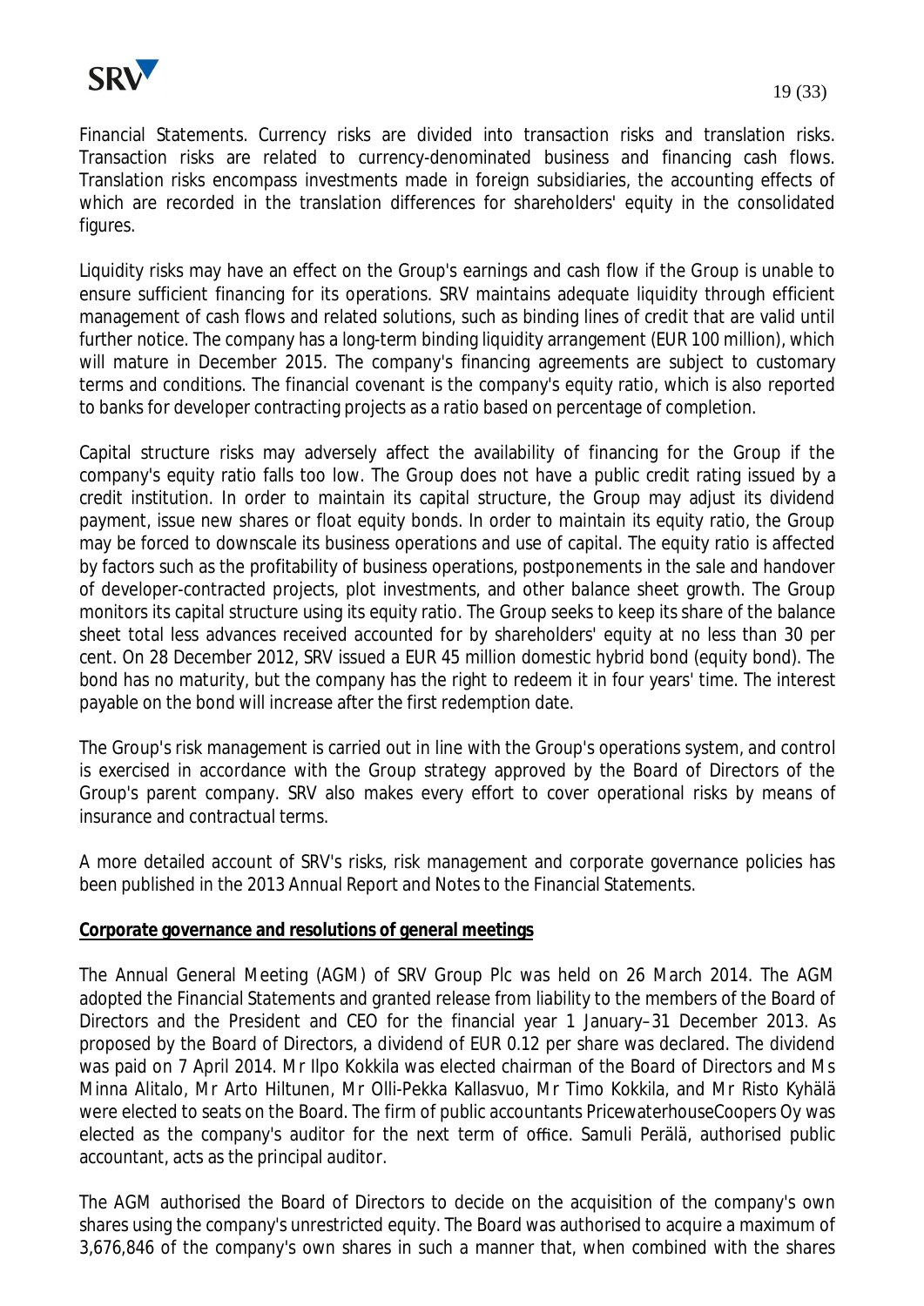Financial Statements. Currency risks are divided into transaction risks and translation risks. Transaction risks are related to currency-denominated business and financing cash flows. Translation risks encompass investments made in foreign subsidiaries, the accounting effects of which are recorded in the translation differences for shareholders' equity in the consolidated figures.

Liquidity risks may have an effect on the Group's earnings and cash flow if the Group is unable to ensure sufficient financing for its operations. SRV maintains adequate liquidity through efficient management of cash flows and related solutions, such as binding lines of credit that are valid until further notice. The company has a long-term binding liquidity arrangement (EUR 100 million), which will mature in December 2015. The company's financing agreements are subject to customary terms and conditions. The financial covenant is the company's equity ratio, which is also reported to banks for developer contracting projects as a ratio based on percentage of completion.

Capital structure risks may adversely affect the availability of financing for the Group if the company's equity ratio falls too low. The Group does not have a public credit rating issued by a credit institution. In order to maintain its capital structure, the Group may adjust its dividend payment, issue new shares or float equity bonds. In order to maintain its equity ratio, the Group may be forced to downscale its business operations and use of capital. The equity ratio is affected by factors such as the profitability of business operations, postponements in the sale and handover of developer-contracted projects, plot investments, and other balance sheet growth. The Group monitors its capital structure using its equity ratio. The Group seeks to keep its share of the balance sheet total less advances received accounted for by shareholders' equity at no less than 30 per cent. On 28 December 2012, SRV issued a EUR 45 million domestic hybrid bond (equity bond). The bond has no maturity, but the company has the right to redeem it in four years' time. The interest payable on the bond will increase after the first redemption date.

The Group's risk management is carried out in line with the Group's operations system, and control is exercised in accordance with the Group strategy approved by the Board of Directors of the Group's parent company. SRV also makes every effort to cover operational risks by means of insurance and contractual terms.

A more detailed account of SRV's risks, risk management and corporate governance policies has been published in the 2013 Annual Report and Notes to the Financial Statements.

**Corporate governance and resolutions of general meetings**

The Annual General Meeting (AGM) of SRV Group Plc was held on 26 March 2014. The AGM adopted the Financial Statements and granted release from liability to the members of the Board of Directors and the President and CEO for the financial year 1 January–31 December 2013. As proposed by the Board of Directors, a dividend of EUR 0.12 per share was declared. The dividend was paid on 7 April 2014. Mr Ilpo Kokkila was elected chairman of the Board of Directors and Ms Minna Alitalo, Mr Arto Hiltunen, Mr Olli-Pekka Kallasvuo, Mr Timo Kokkila, and Mr Risto Kyhälä were elected to seats on the Board. The firm of public accountants PricewaterhouseCoopers Oy was elected as the company's auditor for the next term of office. Samuli Perälä, authorised public accountant, acts as the principal auditor.

The AGM authorised the Board of Directors to decide on the acquisition of the company's own shares using the company's unrestricted equity. The Board was authorised to acquire a maximum of 3,676,846 of the company's own shares in such a manner that, when combined with the shares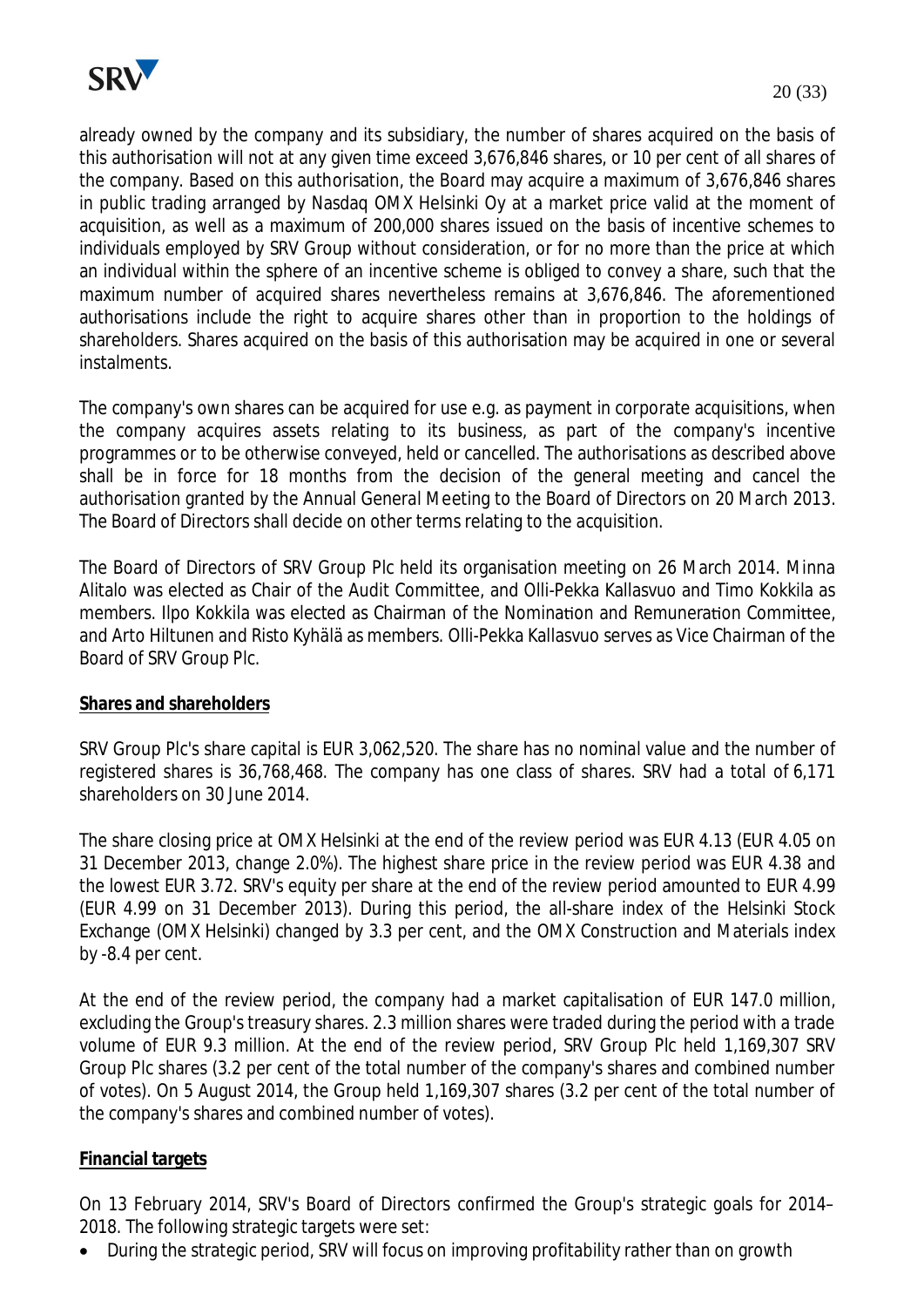already owned by the company and its subsidiary, the number of shares acquired on the basis of this authorisation will not at any given time exceed 3,676,846 shares, or 10 per cent of all shares of the company. Based on this authorisation, the Board may acquire a maximum of 3,676,846 shares in public trading arranged by Nasdaq OMX Helsinki Oy at a market price valid at the moment of acquisition, as well as a maximum of 200,000 shares issued on the basis of incentive schemes to individuals employed by SRV Group without consideration, or for no more than the price at which an individual within the sphere of an incentive scheme is obliged to convey a share, such that the maximum number of acquired shares nevertheless remains at 3,676,846. The aforementioned authorisations include the right to acquire shares other than in proportion to the holdings of shareholders. Shares acquired on the basis of this authorisation may be acquired in one or several instalments.

The company's own shares can be acquired for use e.g. as payment in corporate acquisitions, when the company acquires assets relating to its business, as part of the company's incentive programmes or to be otherwise conveyed, held or cancelled. The authorisations as described above shall be in force for 18 months from the decision of the general meeting and cancel the authorisation granted by the Annual General Meeting to the Board of Directors on 20 March 2013. The Board of Directors shall decide on other terms relating to the acquisition.

The Board of Directors of SRV Group Plc held its organisation meeting on 26 March 2014. Minna Alitalo was elected as Chair of the Audit Committee, and Olli-Pekka Kallasvuo and Timo Kokkila as members. Ilpo Kokkila was elected as Chairman of the Nomination and Remuneration Committee, and Arto Hiltunen and Risto Kyhälä as members. Olli-Pekka Kallasvuo serves as Vice Chairman of the Board of SRV Group Plc.

**Shares and shareholders**

SRV Group Plc's share capital is EUR 3,062,520. The share has no nominal value and the number of registered shares is 36,768,468. The company has one class of shares. SRV had a total of 6,171 shareholders on 30 June 2014.

The share closing price at OMX Helsinki at the end of the review period was EUR 4.13 (EUR 4.05 on 31 December 2013, change 2.0%). The highest share price in the review period was EUR 4.38 and the lowest EUR 3.72. SRV's equity per share at the end of the review period amounted to EUR 4.99 (EUR 4.99 on 31 December 2013). During this period, the all-share index of the Helsinki Stock Exchange (OMX Helsinki) changed by 3.3 per cent, and the OMX Construction and Materials index by -8.4 per cent.

At the end of the review period, the company had a market capitalisation of EUR 147.0 million, excluding the Group's treasury shares. 2.3 million shares were traded during the period with a trade volume of EUR 9.3 million. At the end of the review period, SRV Group Plc held 1,169,307 SRV Group Plc shares (3.2 per cent of the total number of the company's shares and combined number of votes). On 5 August 2014, the Group held 1,169,307 shares (3.2 per cent of the total number of the company's shares and combined number of votes).

**Financial targets**

On 13 February 2014, SRV's Board of Directors confirmed the Group's strategic goals for 2014–2018. The following strategic targets were set:

- During the strategic period, SRV will focus on improving profitability rather than on growth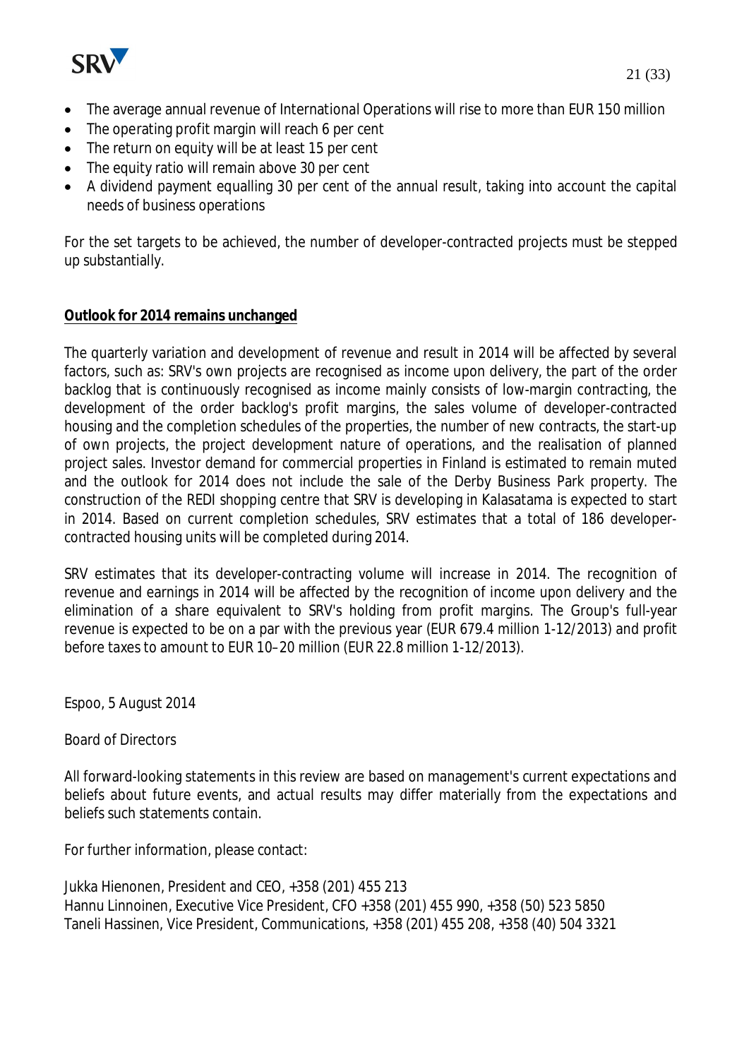- The average annual revenue of International Operations will rise to more than EUR 150 million
- The operating profit margin will reach 6 per cent
- The return on equity will be at least 15 per cent
- The equity ratio will remain above 30 per cent
- A dividend payment equalling 30 per cent of the annual result, taking into account the capital needs of business operations

For the set targets to be achieved, the number of developer-contracted projects must be stepped up substantially.

**Outlook for 2014 remains unchanged**

The quarterly variation and development of revenue and result in 2014 will be affected by several factors, such as: SRV's own projects are recognised as income upon delivery, the part of the order backlog that is continuously recognised as income mainly consists of low-margin contracting, the development of the order backlog's profit margins, the sales volume of developer-contracted housing and the completion schedules of the properties, the number of new contracts, the start-up of own projects, the project development nature of operations, and the realisation of planned project sales. Investor demand for commercial properties in Finland is estimated to remain muted and the outlook for 2014 does not include the sale of the Derby Business Park property. The construction of the REDI shopping centre that SRV is developing in Kalasatama is expected to start in 2014. Based on current completion schedules, SRV estimates that a total of 186 developer-contracted housing units will be completed during 2014.

SRV estimates that its developer-contracting volume will increase in 2014. The recognition of revenue and earnings in 2014 will be affected by the recognition of income upon delivery and the elimination of a share equivalent to SRV's holding from profit margins. The Group's full-year revenue is expected to be on a par with the previous year (EUR 679.4 million 1-12/2013) and profit before taxes to amount to EUR 10–20 million (EUR 22.8 million 1-12/2013).

Espoo, 5 August 2014

Board of Directors

All forward-looking statements in this review are based on management's current expectations and beliefs about future events, and actual results may differ materially from the expectations and beliefs such statements contain.

For further information, please contact:

Jukka Hienonen, President and CEO, +358 (201) 455 213
Hannu Linnoinen, Executive Vice President, CFO +358 (201) 455 990, +358 (50) 523 5850
Taneli Hassinen, Vice President, Communications, +358 (201) 455 208, +358 (40) 504 3321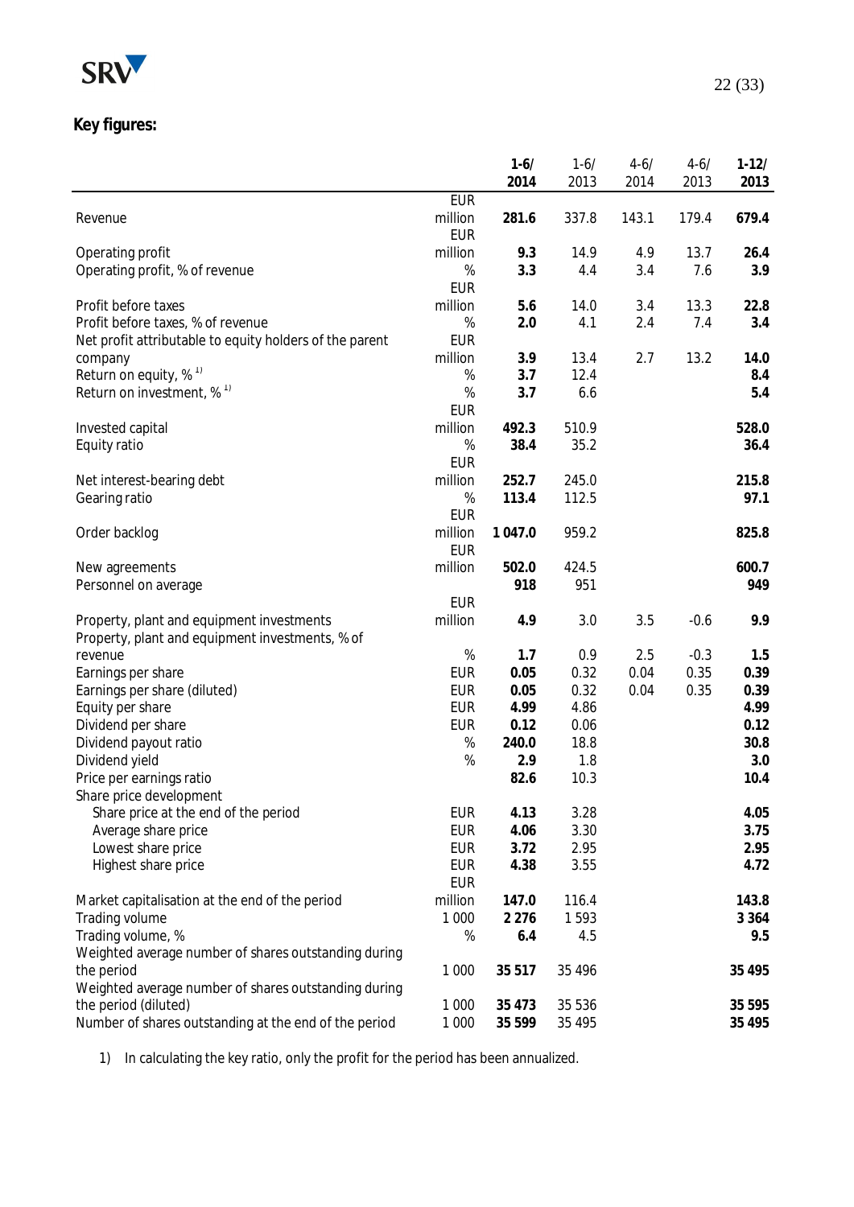**Key figures:**

| | | 1-6/ 2014 | 1-6/ 2013 | 4-6/ 2014 | 4-6/ 2013 | 1-12/ 2013 |
|---|---|---|---|---|---|---|
| Revenue | EUR million | **281.6** | 337.8 | 143.1 | 179.4 | **679.4** |
| Operating profit | EUR million | **9.3** | 14.9 | 4.9 | 13.7 | **26.4** |
| Operating profit, % of revenue | % | **3.3** | 4.4 | 3.4 | 7.6 | **3.9** |
| Profit before taxes | EUR million | **5.6** | 14.0 | 3.4 | 13.3 | **22.8** |
| Profit before taxes, % of revenue | % | **2.0** | 4.1 | 2.4 | 7.4 | **3.4** |
| Net profit attributable to equity holders of the parent company | EUR million | **3.9** | 13.4 | 2.7 | 13.2 | **14.0** |
| Return on equity, % [1] | % | **3.7** | 12.4 | | | **8.4** |
| Return on investment, % [1] | % | **3.7** | 6.6 | | | **5.4** |
| Invested capital | EUR million | **492.3** | 510.9 | | | **528.0** |
| Equity ratio | % | **38.4** | 35.2 | | | **36.4** |
| Net interest-bearing debt | EUR million | **252.7** | 245.0 | | | **215.8** |
| Gearing ratio | % | **113.4** | 112.5 | | | **97.1** |
| Order backlog | EUR million | **1 047.0** | 959.2 | | | **825.8** |
| New agreements | EUR million | **502.0** | 424.5 | | | **600.7** |
| Personnel on average | | **918** | 951 | | | **949** |
| Property, plant and equipment investments | EUR million | **4.9** | 3.0 | 3.5 | -0.6 | **9.9** |
| Property, plant and equipment investments, % of revenue | % | **1.7** | 0.9 | 2.5 | -0.3 | **1.5** |
| Earnings per share | EUR | **0.05** | 0.32 | 0.04 | 0.35 | **0.39** |
| Earnings per share (diluted) | EUR | **0.05** | 0.32 | 0.04 | 0.35 | **0.39** |
| Equity per share | EUR | **4.99** | 4.86 | | | **4.99** |
| Dividend per share | EUR | **0.12** | 0.06 | | | **0.12** |
| Dividend payout ratio | % | **240.0** | 18.8 | | | **30.8** |
| Dividend yield | % | **2.9** | 1.8 | | | **3.0** |
| Price per earnings ratio | | **82.6** | 10.3 | | | **10.4** |
| Share price development | | | | | | |
| Share price at the end of the period | EUR | **4.13** | 3.28 | | | **4.05** |
| Average share price | EUR | **4.06** | 3.30 | | | **3.75** |
| Lowest share price | EUR | **3.72** | 2.95 | | | **2.95** |
| Highest share price | EUR | **4.38** | 3.55 | | | **4.72** |
| Market capitalisation at the end of the period | EUR million | **147.0** | 116.4 | | | **143.8** |
| Trading volume | 1 000 | **2 276** | 1 593 | | | **3 364** |
| Trading volume, % | % | **6.4** | 4.5 | | | **9.5** |
| Weighted average number of shares outstanding during the period | 1 000 | **35 517** | 35 496 | | | **35 495** |
| Weighted average number of shares outstanding during the period (diluted) | 1 000 | **35 473** | 35 536 | | | **35 595** |
| Number of shares outstanding at the end of the period | 1 000 | **35 599** | 35 495 | | | **35 495** |

1) In calculating the key ratio, only the profit for the period has been annualized.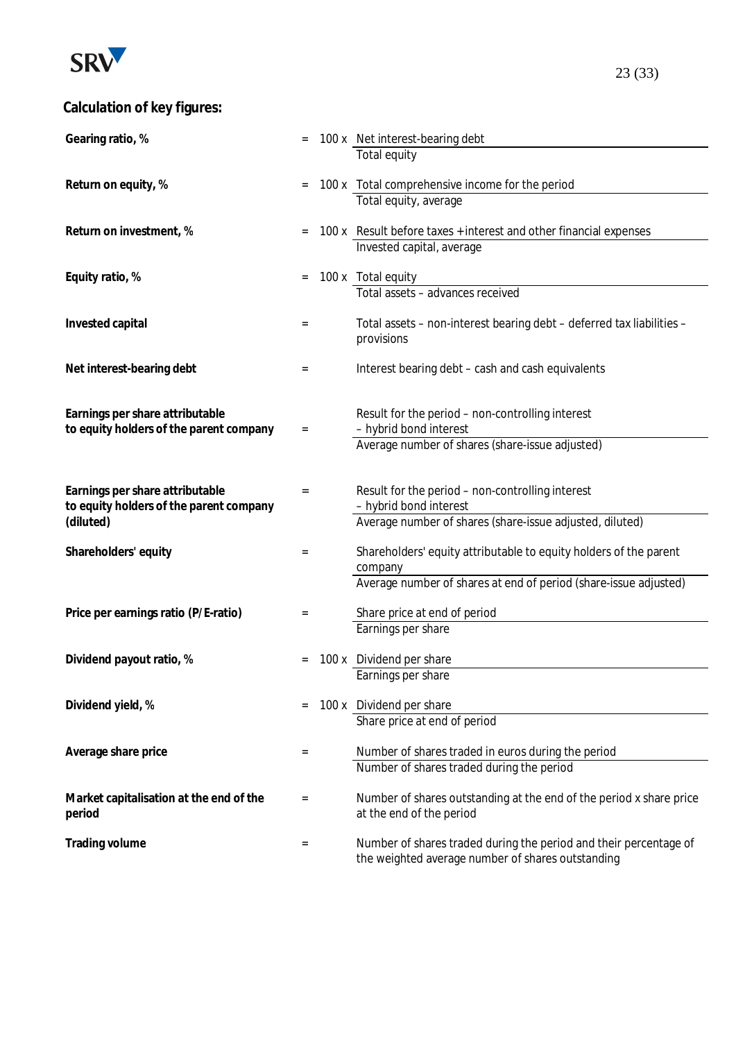## Calculation of key figures:

**Gearing ratio, %** = 100 x $\frac{\text{Net interest-bearing debt}}{\text{Total equity}}$

**Return on equity, %** = 100 x $\frac{\text{Total comprehensive income for the period}}{\text{Total equity, average}}$

**Return on investment, %** = 100 x $\frac{\text{Result before taxes + interest and other financial expenses}}{\text{Invested capital, average}}$

**Equity ratio, %** = 100 x $\frac{\text{Total equity}}{\text{Total assets – advances received}}$

**Invested capital** = Total assets – non-interest bearing debt – deferred tax liabilities – provisions

**Net interest-bearing debt** = Interest bearing debt – cash and cash equivalents

**Earnings per share attributable to equity holders of the parent company** = $\frac{\text{Result for the period – non-controlling interest – hybrid bond interest}}{\text{Average number of shares (share-issue adjusted)}}$

**Earnings per share attributable to equity holders of the parent company (diluted)** = $\frac{\text{Result for the period – non-controlling interest – hybrid bond interest}}{\text{Average number of shares (share-issue adjusted, diluted)}}$

**Shareholders' equity** = $\frac{\text{Shareholders' equity attributable to equity holders of the parent company}}{\text{Average number of shares at end of period (share-issue adjusted)}}$

**Price per earnings ratio (P/E-ratio)** = $\frac{\text{Share price at end of period}}{\text{Earnings per share}}$

**Dividend payout ratio, %** = 100 x $\frac{\text{Dividend per share}}{\text{Earnings per share}}$

**Dividend yield, %** = 100 x $\frac{\text{Dividend per share}}{\text{Share price at end of period}}$

**Average share price** = $\frac{\text{Number of shares traded in euros during the period}}{\text{Number of shares traded during the period}}$

**Market capitalisation at the end of the period** = Number of shares outstanding at the end of the period x share price at the end of the period

**Trading volume** = Number of shares traded during the period and their percentage of the weighted average number of shares outstanding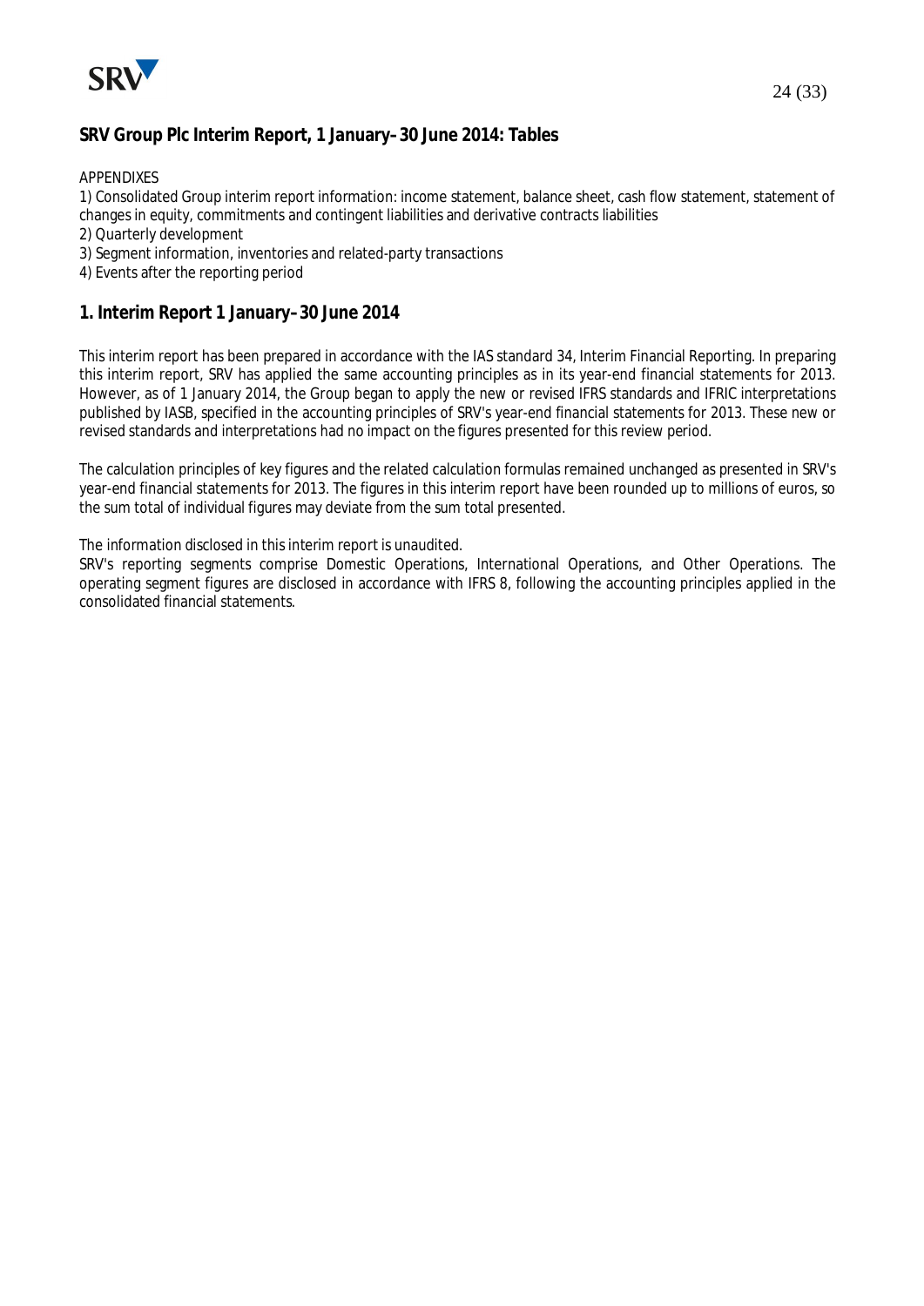## SRV Group Plc Interim Report, 1 January–30 June 2014: Tables

APPENDIXES

1) Consolidated Group interim report information: income statement, balance sheet, cash flow statement, statement of changes in equity, commitments and contingent liabilities and derivative contracts liabilities
2) Quarterly development
3) Segment information, inventories and related-party transactions
4) Events after the reporting period

## 1. Interim Report 1 January–30 June 2014

This interim report has been prepared in accordance with the IAS standard 34, Interim Financial Reporting. In preparing this interim report, SRV has applied the same accounting principles as in its year-end financial statements for 2013. However, as of 1 January 2014, the Group began to apply the new or revised IFRS standards and IFRIC interpretations published by IASB, specified in the accounting principles of SRV's year-end financial statements for 2013. These new or revised standards and interpretations had no impact on the figures presented for this review period.

The calculation principles of key figures and the related calculation formulas remained unchanged as presented in SRV's year-end financial statements for 2013. The figures in this interim report have been rounded up to millions of euros, so the sum total of individual figures may deviate from the sum total presented.

The information disclosed in this interim report is unaudited.
SRV's reporting segments comprise Domestic Operations, International Operations, and Other Operations. The operating segment figures are disclosed in accordance with IFRS 8, following the accounting principles applied in the consolidated financial statements.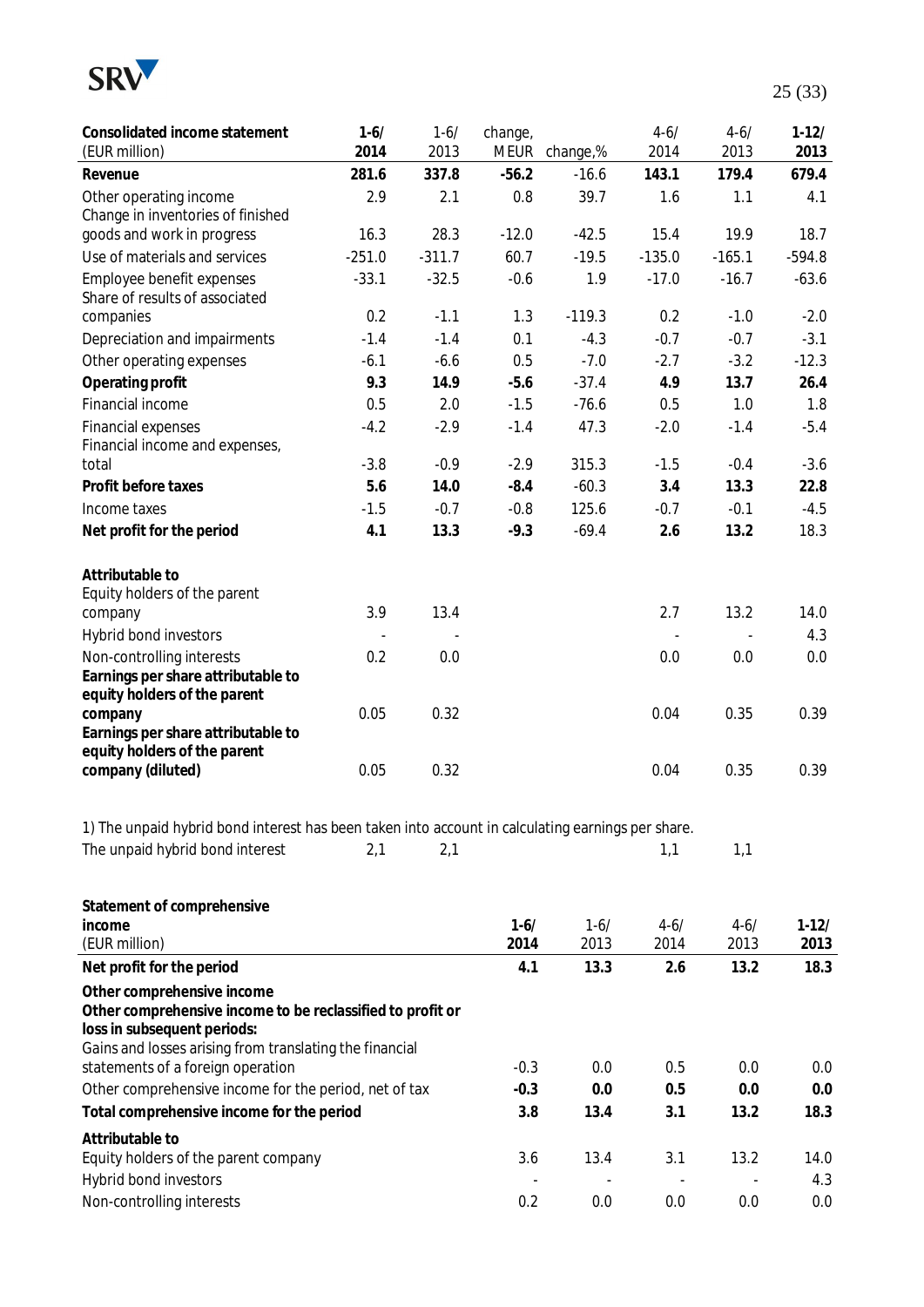| **Consolidated income statement** (EUR million) | **1-6/ 2014** | 1-6/ 2013 | change, MEUR | change,% | 4-6/ 2014 | 4-6/ 2013 | **1-12/ 2013** |
|---|---|---|---|---|---|---|---|
| **Revenue** | **281.6** | **337.8** | **-56.2** | -16.6 | **143.1** | **179.4** | **679.4** |
| Other operating income | 2.9 | 2.1 | 0.8 | 39.7 | 1.6 | 1.1 | 4.1 |
| Change in inventories of finished goods and work in progress | 16.3 | 28.3 | -12.0 | -42.5 | 15.4 | 19.9 | 18.7 |
| Use of materials and services | -251.0 | -311.7 | 60.7 | -19.5 | -135.0 | -165.1 | -594.8 |
| Employee benefit expenses | -33.1 | -32.5 | -0.6 | 1.9 | -17.0 | -16.7 | -63.6 |
| Share of results of associated companies | 0.2 | -1.1 | 1.3 | -119.3 | 0.2 | -1.0 | -2.0 |
| Depreciation and impairments | -1.4 | -1.4 | 0.1 | -4.3 | -0.7 | -0.7 | -3.1 |
| Other operating expenses | -6.1 | -6.6 | 0.5 | -7.0 | -2.7 | -3.2 | -12.3 |
| **Operating profit** | **9.3** | **14.9** | **-5.6** | -37.4 | **4.9** | **13.7** | **26.4** |
| Financial income | 0.5 | 2.0 | -1.5 | -76.6 | 0.5 | 1.0 | 1.8 |
| Financial expenses | -4.2 | -2.9 | -1.4 | 47.3 | -2.0 | -1.4 | -5.4 |
| Financial income and expenses, total | -3.8 | -0.9 | -2.9 | 315.3 | -1.5 | -0.4 | -3.6 |
| **Profit before taxes** | **5.6** | **14.0** | **-8.4** | -60.3 | **3.4** | **13.3** | **22.8** |
| Income taxes | -1.5 | -0.7 | -0.8 | 125.6 | -0.7 | -0.1 | -4.5 |
| **Net profit for the period** | **4.1** | **13.3** | **-9.3** | -69.4 | **2.6** | **13.2** | 18.3 |
| | | | | | | | |
| **Attributable to** | | | | | | | |
| Equity holders of the parent company | 3.9 | 13.4 | | | 2.7 | 13.2 | 14.0 |
| Hybrid bond investors | - | - | | | - | - | 4.3 |
| Non-controlling interests | 0.2 | 0.0 | | | 0.0 | 0.0 | 0.0 |
| **Earnings per share attributable to equity holders of the parent company** | 0.05 | 0.32 | | | 0.04 | 0.35 | 0.39 |
| **Earnings per share attributable to equity holders of the parent company (diluted)** | 0.05 | 0.32 | | | 0.04 | 0.35 | 0.39 |

1) The unpaid hybrid bond interest has been taken into account in calculating earnings per share.

| | 1-6/ 2014 | 1-6/ 2013 | 4-6/ 2014 | 4-6/ 2013 |
|---|---|---|---|---|
| The unpaid hybrid bond interest | 2,1 | 2,1 | 1,1 | 1,1 |

| **Statement of comprehensive income** (EUR million) | **1-6/ 2014** | 1-6/ 2013 | 4-6/ 2014 | 4-6/ 2013 | **1-12/ 2013** |
|---|---|---|---|---|---|
| **Net profit for the period** | **4.1** | **13.3** | **2.6** | **13.2** | **18.3** |
| **Other comprehensive income** | | | | | |
| **Other comprehensive income to be reclassified to profit or loss in subsequent periods:** | | | | | |
| Gains and losses arising from translating the financial statements of a foreign operation | -0.3 | 0.0 | 0.5 | 0.0 | 0.0 |
| Other comprehensive income for the period, net of tax | **-0.3** | **0.0** | **0.5** | **0.0** | **0.0** |
| **Total comprehensive income for the period** | **3.8** | **13.4** | **3.1** | **13.2** | **18.3** |
| **Attributable to** | | | | | |
| Equity holders of the parent company | 3.6 | 13.4 | 3.1 | 13.2 | 14.0 |
| Hybrid bond investors | - | - | - | - | 4.3 |
| Non-controlling interests | 0.2 | 0.0 | 0.0 | 0.0 | 0.0 |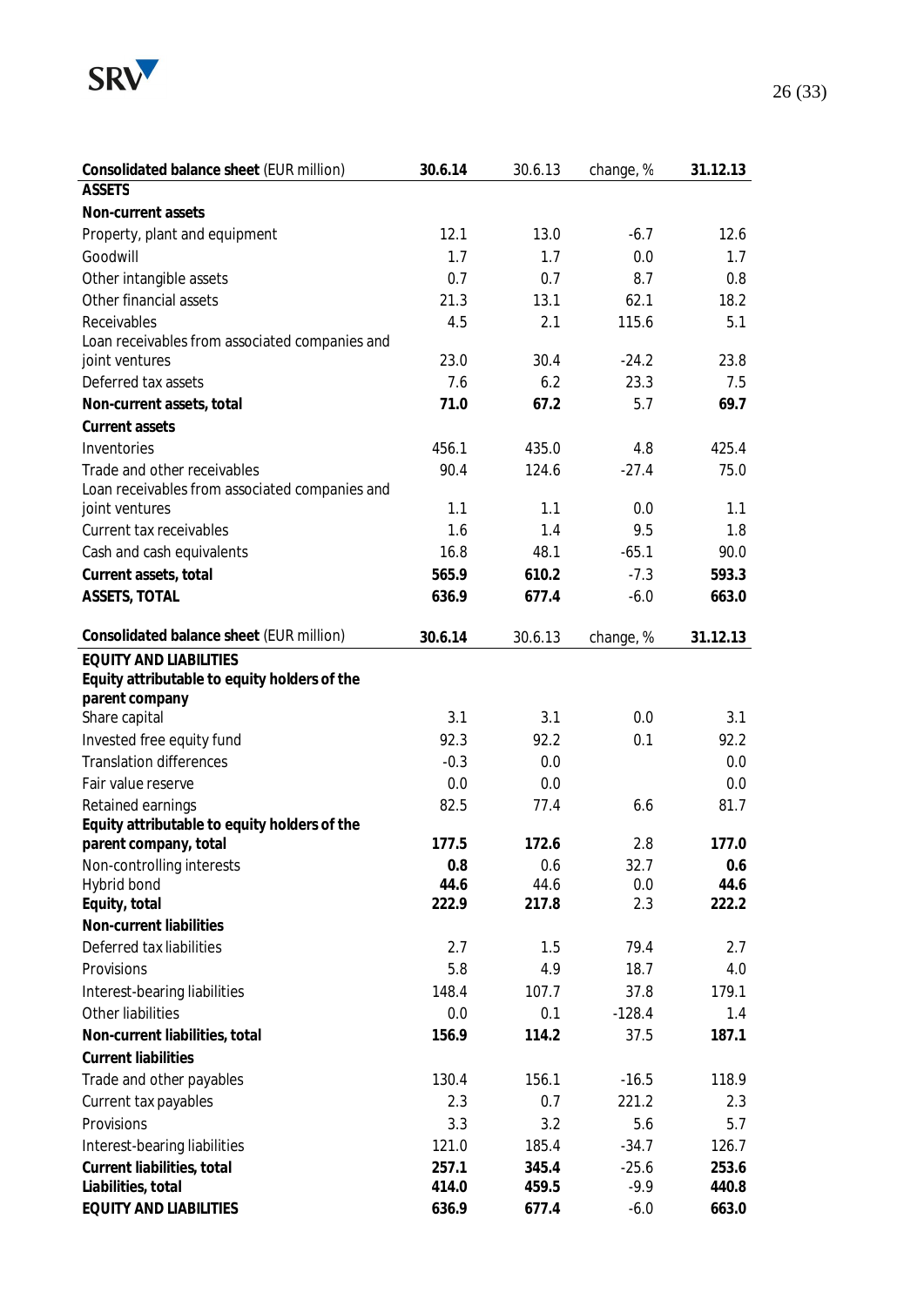| **Consolidated balance sheet** (EUR million) | **30.6.14** | 30.6.13 | change, % | **31.12.13** |
|---|---|---|---|---|
| **ASSETS** | | | | |
| **Non-current assets** | | | | |
| Property, plant and equipment | 12.1 | 13.0 | -6.7 | 12.6 |
| Goodwill | 1.7 | 1.7 | 0.0 | 1.7 |
| Other intangible assets | 0.7 | 0.7 | 8.7 | 0.8 |
| Other financial assets | 21.3 | 13.1 | 62.1 | 18.2 |
| Receivables | 4.5 | 2.1 | 115.6 | 5.1 |
| Loan receivables from associated companies and joint ventures | 23.0 | 30.4 | -24.2 | 23.8 |
| Deferred tax assets | 7.6 | 6.2 | 23.3 | 7.5 |
| **Non-current assets, total** | **71.0** | **67.2** | 5.7 | **69.7** |
| **Current assets** | | | | |
| Inventories | 456.1 | 435.0 | 4.8 | 425.4 |
| Trade and other receivables | 90.4 | 124.6 | -27.4 | 75.0 |
| Loan receivables from associated companies and joint ventures | 1.1 | 1.1 | 0.0 | 1.1 |
| Current tax receivables | 1.6 | 1.4 | 9.5 | 1.8 |
| Cash and cash equivalents | 16.8 | 48.1 | -65.1 | 90.0 |
| **Current assets, total** | **565.9** | **610.2** | -7.3 | **593.3** |
| **ASSETS, TOTAL** | **636.9** | **677.4** | -6.0 | **663.0** |

| **Consolidated balance sheet** (EUR million) | **30.6.14** | 30.6.13 | change, % | **31.12.13** |
|---|---|---|---|---|
| **EQUITY AND LIABILITIES** | | | | |
| **Equity attributable to equity holders of the parent company** | | | | |
| Share capital | 3.1 | 3.1 | 0.0 | 3.1 |
| Invested free equity fund | 92.3 | 92.2 | 0.1 | 92.2 |
| Translation differences | -0.3 | 0.0 | | 0.0 |
| Fair value reserve | 0.0 | 0.0 | | 0.0 |
| Retained earnings | 82.5 | 77.4 | 6.6 | 81.7 |
| **Equity attributable to equity holders of the parent company, total** | **177.5** | **172.6** | 2.8 | **177.0** |
| Non-controlling interests | **0.8** | 0.6 | 32.7 | **0.6** |
| Hybrid bond | **44.6** | 44.6 | 0.0 | **44.6** |
| **Equity, total** | **222.9** | **217.8** | 2.3 | **222.2** |
| **Non-current liabilities** | | | | |
| Deferred tax liabilities | 2.7 | 1.5 | 79.4 | 2.7 |
| Provisions | 5.8 | 4.9 | 18.7 | 4.0 |
| Interest-bearing liabilities | 148.4 | 107.7 | 37.8 | 179.1 |
| Other liabilities | 0.0 | 0.1 | -128.4 | 1.4 |
| **Non-current liabilities, total** | **156.9** | **114.2** | 37.5 | **187.1** |
| **Current liabilities** | | | | |
| Trade and other payables | 130.4 | 156.1 | -16.5 | 118.9 |
| Current tax payables | 2.3 | 0.7 | 221.2 | 2.3 |
| Provisions | 3.3 | 3.2 | 5.6 | 5.7 |
| Interest-bearing liabilities | 121.0 | 185.4 | -34.7 | 126.7 |
| **Current liabilities, total** | **257.1** | **345.4** | -25.6 | **253.6** |
| **Liabilities, total** | **414.0** | **459.5** | -9.9 | **440.8** |
| **EQUITY AND LIABILITIES** | **636.9** | **677.4** | -6.0 | **663.0** |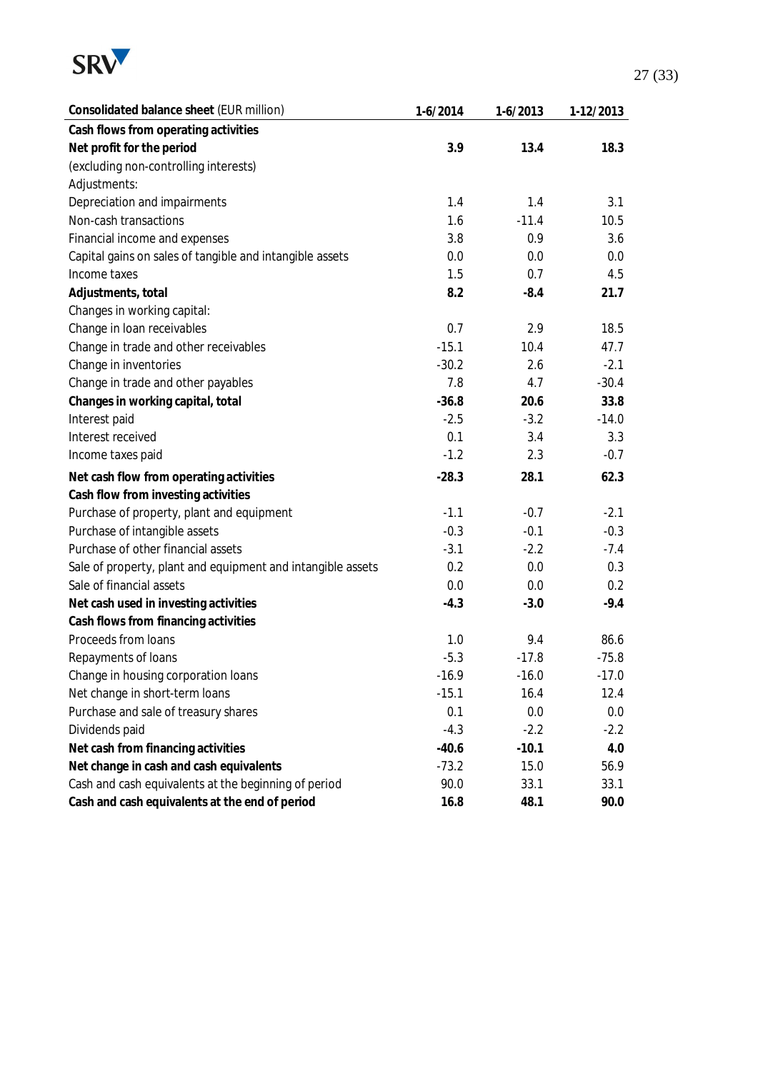| **Consolidated balance sheet** (EUR million) | 1-6/2014 | 1-6/2013 | 1-12/2013 |
|---|---|---|---|
| **Cash flows from operating activities** | | | |
| **Net profit for the period** | **3.9** | **13.4** | **18.3** |
| (excluding non-controlling interests) | | | |
| Adjustments: | | | |
| Depreciation and impairments | 1.4 | 1.4 | 3.1 |
| Non-cash transactions | 1.6 | -11.4 | 10.5 |
| Financial income and expenses | 3.8 | 0.9 | 3.6 |
| Capital gains on sales of tangible and intangible assets | 0.0 | 0.0 | 0.0 |
| Income taxes | 1.5 | 0.7 | 4.5 |
| **Adjustments, total** | **8.2** | **-8.4** | **21.7** |
| Changes in working capital: | | | |
| Change in loan receivables | 0.7 | 2.9 | 18.5 |
| Change in trade and other receivables | -15.1 | 10.4 | 47.7 |
| Change in inventories | -30.2 | 2.6 | -2.1 |
| Change in trade and other payables | 7.8 | 4.7 | -30.4 |
| **Changes in working capital, total** | **-36.8** | **20.6** | **33.8** |
| Interest paid | -2.5 | -3.2 | -14.0 |
| Interest received | 0.1 | 3.4 | 3.3 |
| Income taxes paid | -1.2 | 2.3 | -0.7 |
| **Net cash flow from operating activities** | **-28.3** | **28.1** | **62.3** |
| **Cash flow from investing activities** | | | |
| Purchase of property, plant and equipment | -1.1 | -0.7 | -2.1 |
| Purchase of intangible assets | -0.3 | -0.1 | -0.3 |
| Purchase of other financial assets | -3.1 | -2.2 | -7.4 |
| Sale of property, plant and equipment and intangible assets | 0.2 | 0.0 | 0.3 |
| Sale of financial assets | 0.0 | 0.0 | 0.2 |
| **Net cash used in investing activities** | **-4.3** | **-3.0** | **-9.4** |
| **Cash flows from financing activities** | | | |
| Proceeds from loans | 1.0 | 9.4 | 86.6 |
| Repayments of loans | -5.3 | -17.8 | -75.8 |
| Change in housing corporation loans | -16.9 | -16.0 | -17.0 |
| Net change in short-term loans | -15.1 | 16.4 | 12.4 |
| Purchase and sale of treasury shares | 0.1 | 0.0 | 0.0 |
| Dividends paid | -4.3 | -2.2 | -2.2 |
| **Net cash from financing activities** | **-40.6** | **-10.1** | **4.0** |
| **Net change in cash and cash equivalents** | -73.2 | 15.0 | 56.9 |
| Cash and cash equivalents at the beginning of period | 90.0 | 33.1 | 33.1 |
| **Cash and cash equivalents at the end of period** | **16.8** | **48.1** | **90.0** |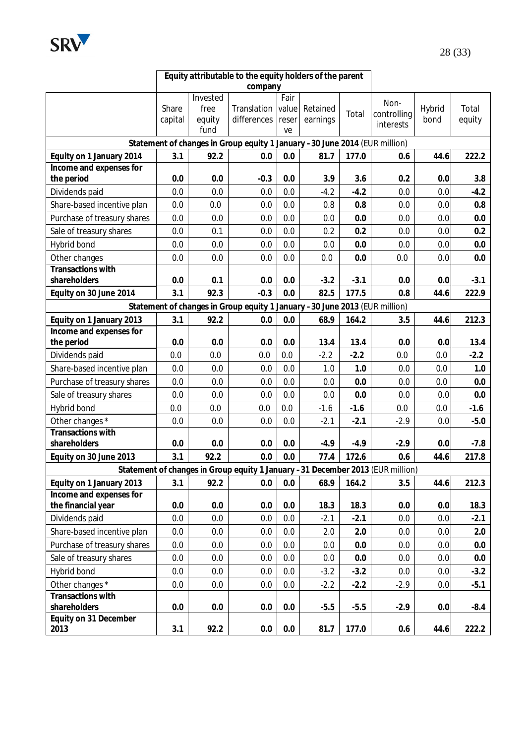| | Equity attributable to the equity holders of the parent company | | | | | | | | |
|---|---|---|---|---|---|---|---|---|---|
| | Share capital | Invested free equity fund | Translation differences | Fair value reserve | Retained earnings | Total | Non-controlling interests | Hybrid bond | Total equity |
| **Statement of changes in Group equity 1 January – 30 June 2014** (EUR million) | | | | | | | | | |
| **Equity on 1 January 2014** | **3.1** | **92.2** | **0.0** | **0.0** | **81.7** | **177.0** | **0.6** | **44.6** | **222.2** |
| **Income and expenses for the period** | **0.0** | **0.0** | **-0.3** | **0.0** | **3.9** | **3.6** | **0.2** | **0.0** | **3.8** |
| Dividends paid | 0.0 | 0.0 | 0.0 | 0.0 | -4.2 | **-4.2** | 0.0 | 0.0 | **-4.2** |
| Share-based incentive plan | 0.0 | 0.0 | 0.0 | 0.0 | 0.8 | **0.8** | 0.0 | 0.0 | **0.8** |
| Purchase of treasury shares | 0.0 | 0.0 | 0.0 | 0.0 | 0.0 | **0.0** | 0.0 | 0.0 | **0.0** |
| Sale of treasury shares | 0.0 | 0.1 | 0.0 | 0.0 | 0.2 | **0.2** | 0.0 | 0.0 | **0.2** |
| Hybrid bond | 0.0 | 0.0 | 0.0 | 0.0 | 0.0 | **0.0** | 0.0 | 0.0 | **0.0** |
| Other changes | 0.0 | 0.0 | 0.0 | 0.0 | 0.0 | **0.0** | 0.0 | 0.0 | **0.0** |
| **Transactions with shareholders** | **0.0** | **0.1** | **0.0** | **0.0** | **-3.2** | **-3.1** | **0.0** | **0.0** | **-3.1** |
| **Equity on 30 June 2014** | **3.1** | **92.3** | **-0.3** | **0.0** | **82.5** | **177.5** | **0.8** | **44.6** | **222.9** |
| **Statement of changes in Group equity 1 January – 30 June 2013** (EUR million) | | | | | | | | | |
| **Equity on 1 January 2013** | **3.1** | **92.2** | **0.0** | **0.0** | **68.9** | **164.2** | **3.5** | **44.6** | **212.3** |
| **Income and expenses for the period** | **0.0** | **0.0** | **0.0** | **0.0** | **13.4** | **13.4** | **0.0** | **0.0** | **13.4** |
| Dividends paid | 0.0 | 0.0 | 0.0 | 0.0 | -2.2 | **-2.2** | 0.0 | 0.0 | **-2.2** |
| Share-based incentive plan | 0.0 | 0.0 | 0.0 | 0.0 | 1.0 | **1.0** | 0.0 | 0.0 | **1.0** |
| Purchase of treasury shares | 0.0 | 0.0 | 0.0 | 0.0 | 0.0 | **0.0** | 0.0 | 0.0 | **0.0** |
| Sale of treasury shares | 0.0 | 0.0 | 0.0 | 0.0 | 0.0 | **0.0** | 0.0 | 0.0 | **0.0** |
| Hybrid bond | 0.0 | 0.0 | 0.0 | 0.0 | -1.6 | **-1.6** | 0.0 | 0.0 | **-1.6** |
| Other changes * | 0.0 | 0.0 | 0.0 | 0.0 | -2.1 | **-2.1** | -2.9 | 0.0 | **-5.0** |
| **Transactions with shareholders** | **0.0** | **0.0** | **0.0** | **0.0** | **-4.9** | **-4.9** | **-2.9** | **0.0** | **-7.8** |
| **Equity on 30 June 2013** | **3.1** | **92.2** | **0.0** | **0.0** | **77.4** | **172.6** | **0.6** | **44.6** | **217.8** |
| **Statement of changes in Group equity 1 January - 31 December 2013** (EUR million) | | | | | | | | | |
| **Equity on 1 January 2013** | **3.1** | **92.2** | **0.0** | **0.0** | **68.9** | **164.2** | **3.5** | **44.6** | **212.3** |
| **Income and expenses for the financial year** | **0.0** | **0.0** | **0.0** | **0.0** | **18.3** | **18.3** | **0.0** | **0.0** | **18.3** |
| Dividends paid | 0.0 | 0.0 | 0.0 | 0.0 | -2.1 | **-2.1** | 0.0 | 0.0 | **-2.1** |
| Share-based incentive plan | 0.0 | 0.0 | 0.0 | 0.0 | 2.0 | **2.0** | 0.0 | 0.0 | **2.0** |
| Purchase of treasury shares | 0.0 | 0.0 | 0.0 | 0.0 | 0.0 | **0.0** | 0.0 | 0.0 | **0.0** |
| Sale of treasury shares | 0.0 | 0.0 | 0.0 | 0.0 | 0.0 | **0.0** | 0.0 | 0.0 | **0.0** |
| Hybrid bond | 0.0 | 0.0 | 0.0 | 0.0 | -3.2 | **-3.2** | 0.0 | 0.0 | **-3.2** |
| Other changes * | 0.0 | 0.0 | 0.0 | 0.0 | -2.2 | **-2.2** | -2.9 | 0.0 | **-5.1** |
| **Transactions with shareholders** | **0.0** | **0.0** | **0.0** | **0.0** | **-5.5** | **-5.5** | **-2.9** | **0.0** | **-8.4** |
| **Equity on 31 December 2013** | **3.1** | **92.2** | **0.0** | **0.0** | **81.7** | **177.0** | **0.6** | **44.6** | **222.2** |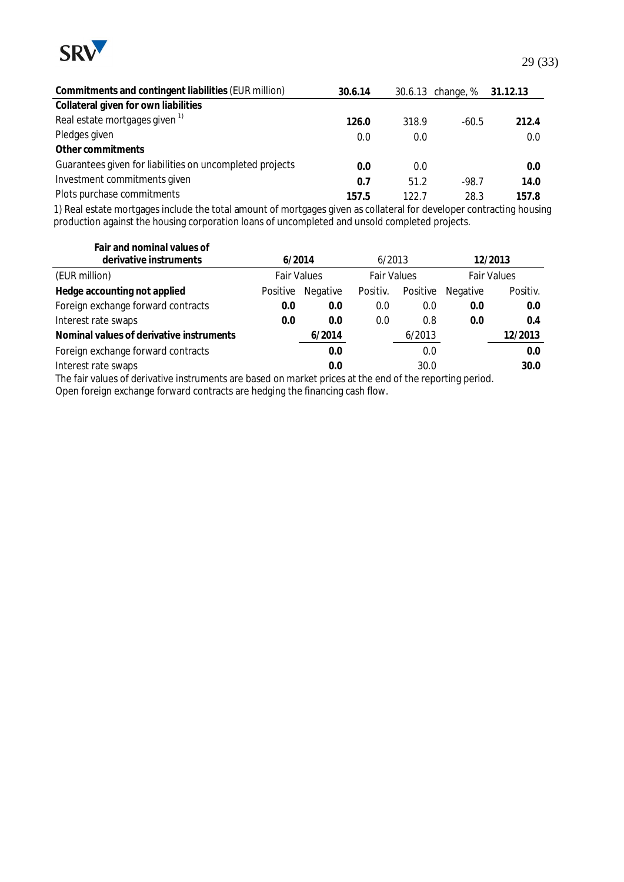| Commitments and contingent liabilities (EUR million) | 30.6.14 | 30.6.13 | change, % | 31.12.13 |
|---|---|---|---|---|
| **Collateral given for own liabilities** | | | | |
| Real estate mortgages given [1] | **126.0** | 318.9 | -60.5 | **212.4** |
| Pledges given | 0.0 | 0.0 | | 0.0 |
| **Other commitments** | | | | |
| Guarantees given for liabilities on uncompleted projects | **0.0** | 0.0 | | **0.0** |
| Investment commitments given | **0.7** | 51.2 | -98.7 | **14.0** |
| Plots purchase commitments | **157.5** | 122.7 | 28.3 | **157.8** |

1) Real estate mortgages include the total amount of mortgages given as collateral for developer contracting housing production against the housing corporation loans of uncompleted and unsold completed projects.

| Fair and nominal values of derivative instruments | 6/2014 | | 6/2013 | | 12/2013 | |
|---|---|---|---|---|---|---|
| (EUR million) | Fair Values | | Fair Values | | Fair Values | |
| **Hedge accounting not applied** | Positive | Negative | Positiv. | Positive | Negative | Positiv. |
| Foreign exchange forward contracts | **0.0** | **0.0** | 0.0 | 0.0 | **0.0** | **0.0** |
| Interest rate swaps | **0.0** | **0.0** | 0.0 | 0.8 | **0.0** | **0.4** |
| **Nominal values of derivative instruments** | | **6/2014** | | 6/2013 | | **12/2013** |
| Foreign exchange forward contracts | | **0.0** | | 0.0 | | **0.0** |
| Interest rate swaps | | **0.0** | | 30.0 | | **30.0** |

The fair values of derivative instruments are based on market prices at the end of the reporting period.
Open foreign exchange forward contracts are hedging the financing cash flow.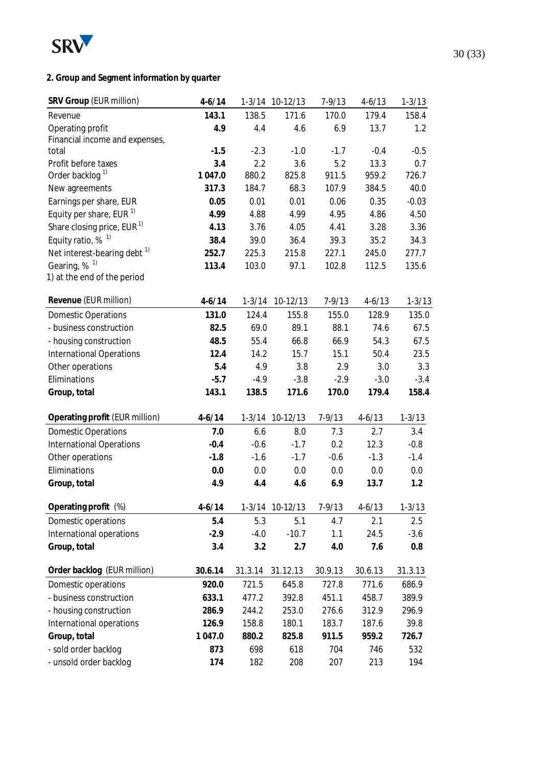## 2. Group and Segment information by quarter

| **SRV Group** (EUR million) | **4-6/14** | 1-3/14 | 10-12/13 | 7-9/13 | 4-6/13 | 1-3/13 |
|---|---|---|---|---|---|---|
| Revenue | **143.1** | 138.5 | 171.6 | 170.0 | 179.4 | 158.4 |
| Operating profit | **4.9** | 4.4 | 4.6 | 6.9 | 13.7 | 1.2 |
| Financial income and expenses, total | **-1.5** | -2.3 | -1.0 | -1.7 | -0.4 | -0.5 |
| Profit before taxes | **3.4** | 2.2 | 3.6 | 5.2 | 13.3 | 0.7 |
| Order backlog [1] | **1 047.0** | 880.2 | 825.8 | 911.5 | 959.2 | 726.7 |
| New agreements | **317.3** | 184.7 | 68.3 | 107.9 | 384.5 | 40.0 |
| Earnings per share, EUR | **0.05** | 0.01 | 0.01 | 0.06 | 0.35 | -0.03 |
| Equity per share, EUR [1] | **4.99** | 4.88 | 4.99 | 4.95 | 4.86 | 4.50 |
| Share closing price, EUR [1] | **4.13** | 3.76 | 4.05 | 4.41 | 3.28 | 3.36 |
| Equity ratio, % [1] | **38.4** | 39.0 | 36.4 | 39.3 | 35.2 | 34.3 |
| Net interest-bearing debt [1] | **252.7** | 225.3 | 215.8 | 227.1 | 245.0 | 277.7 |
| Gearing, % [1] | **113.4** | 103.0 | 97.1 | 102.8 | 112.5 | 135.6 |

1) at the end of the period

| **Revenue** (EUR million) | **4-6/14** | 1-3/14 | 10-12/13 | 7-9/13 | 4-6/13 | 1-3/13 |
|---|---|---|---|---|---|---|
| Domestic Operations | **131.0** | 124.4 | 155.8 | 155.0 | 128.9 | 135.0 |
| - business construction | **82.5** | 69.0 | 89.1 | 88.1 | 74.6 | 67.5 |
| - housing construction | **48.5** | 55.4 | 66.8 | 66.9 | 54.3 | 67.5 |
| International Operations | **12.4** | 14.2 | 15.7 | 15.1 | 50.4 | 23.5 |
| Other operations | **5.4** | 4.9 | 3.8 | 2.9 | 3.0 | 3.3 |
| Eliminations | **-5.7** | -4.9 | -3.8 | -2.9 | -3.0 | -3.4 |
| **Group, total** | **143.1** | **138.5** | **171.6** | **170.0** | **179.4** | **158.4** |

| **Operating profit** (EUR million) | **4-6/14** | 1-3/14 | 10-12/13 | 7-9/13 | 4-6/13 | 1-3/13 |
|---|---|---|---|---|---|---|
| Domestic Operations | **7.0** | 6.6 | 8.0 | 7.3 | 2.7 | 3.4 |
| International Operations | **-0.4** | -0.6 | -1.7 | 0.2 | 12.3 | -0.8 |
| Other operations | **-1.8** | -1.6 | -1.7 | -0.6 | -1.3 | -1.4 |
| Eliminations | **0.0** | 0.0 | 0.0 | 0.0 | 0.0 | 0.0 |
| **Group, total** | **4.9** | **4.4** | **4.6** | **6.9** | **13.7** | **1.2** |

| **Operating profit** (%) | **4-6/14** | 1-3/14 | 10-12/13 | 7-9/13 | 4-6/13 | 1-3/13 |
|---|---|---|---|---|---|---|
| Domestic operations | **5.4** | 5.3 | 5.1 | 4.7 | 2.1 | 2.5 |
| International operations | **-2.9** | -4.0 | -10.7 | 1.1 | 24.5 | -3.6 |
| **Group, total** | **3.4** | **3.2** | **2.7** | **4.0** | **7.6** | **0.8** |

| **Order backlog** (EUR million) | **30.6.14** | 31.3.14 | 31.12.13 | 30.9.13 | 30.6.13 | 31.3.13 |
|---|---|---|---|---|---|---|
| Domestic operations | **920.0** | 721.5 | 645.8 | 727.8 | 771.6 | 686.9 |
| - business construction | **633.1** | 477.2 | 392.8 | 451.1 | 458.7 | 389.9 |
| - housing construction | **286.9** | 244.2 | 253.0 | 276.6 | 312.9 | 296.9 |
| International operations | **126.9** | 158.8 | 180.1 | 183.7 | 187.6 | 39.8 |
| **Group, total** | **1 047.0** | **880.2** | **825.8** | **911.5** | **959.2** | **726.7** |
| - sold order backlog | **873** | 698 | 618 | 704 | 746 | 532 |
| - unsold order backlog | **174** | 182 | 208 | 207 | 213 | 194 |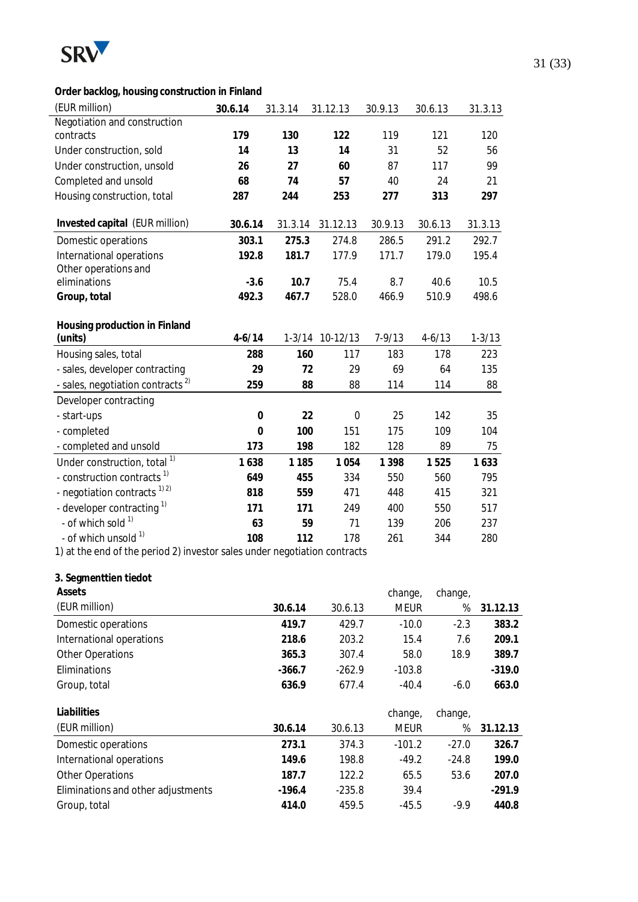**Order backlog, housing construction in Finland**

| (EUR million) | **30.6.14** | 31.3.14 | 31.12.13 | 30.9.13 | 30.6.13 | 31.3.13 |
|---|---|---|---|---|---|---|
| Negotiation and construction contracts | **179** | **130** | **122** | 119 | 121 | 120 |
| Under construction, sold | **14** | **13** | **14** | 31 | 52 | 56 |
| Under construction, unsold | **26** | **27** | **60** | 87 | 117 | 99 |
| Completed and unsold | **68** | **74** | **57** | 40 | 24 | 21 |
| Housing construction, total | **287** | **244** | **253** | **277** | **313** | **297** |

| **Invested capital** (EUR million) | **30.6.14** | 31.3.14 | 31.12.13 | 30.9.13 | 30.6.13 | 31.3.13 |
|---|---|---|---|---|---|---|
| Domestic operations | **303.1** | **275.3** | 274.8 | 286.5 | 291.2 | 292.7 |
| International operations | **192.8** | **181.7** | 177.9 | 171.7 | 179.0 | 195.4 |
| Other operations and eliminations | **-3.6** | **10.7** | 75.4 | 8.7 | 40.6 | 10.5 |
| **Group, total** | **492.3** | **467.7** | 528.0 | 466.9 | 510.9 | 498.6 |

| **Housing production in Finland (units)** | **4-6/14** | 1-3/14 | 10-12/13 | 7-9/13 | 4-6/13 | 1-3/13 |
|---|---|---|---|---|---|---|
| Housing sales, total | **288** | **160** | 117 | 183 | 178 | 223 |
| - sales, developer contracting | **29** | **72** | 29 | 69 | 64 | 135 |
| - sales, negotiation contracts [2] | **259** | **88** | 88 | 114 | 114 | 88 |
| Developer contracting | | | | | | |
| - start-ups | **0** | **22** | 0 | 25 | 142 | 35 |
| - completed | **0** | **100** | 151 | 175 | 109 | 104 |
| - completed and unsold | **173** | **198** | 182 | 128 | 89 | 75 |
| Under construction, total [1] | **1 638** | **1 185** | **1 054** | **1 398** | **1 525** | **1 633** |
| - construction contracts [1] | **649** | **455** | 334 | 550 | 560 | 795 |
| - negotiation contracts [1) 2)] | **818** | **559** | 471 | 448 | 415 | 321 |
| - developer contracting [1] | **171** | **171** | 249 | 400 | 550 | 517 |
| - of which sold [1] | **63** | **59** | 71 | 139 | 206 | 237 |
| - of which unsold [1] | **108** | **112** | 178 | 261 | 344 | 280 |

1) at the end of the period 2) investor sales under negotiation contracts

**3. Segmenttien tiedot**

| **Assets** (EUR million) | **30.6.14** | 30.6.13 | change, MEUR | change, % | **31.12.13** |
|---|---|---|---|---|---|
| Domestic operations | **419.7** | 429.7 | -10.0 | -2.3 | **383.2** |
| International operations | **218.6** | 203.2 | 15.4 | 7.6 | **209.1** |
| Other Operations | **365.3** | 307.4 | 58.0 | 18.9 | **389.7** |
| Eliminations | **-366.7** | -262.9 | -103.8 | | **-319.0** |
| Group, total | **636.9** | 677.4 | -40.4 | -6.0 | **663.0** |

| **Liabilities** (EUR million) | **30.6.14** | 30.6.13 | change, MEUR | change, % | **31.12.13** |
|---|---|---|---|---|---|
| Domestic operations | **273.1** | 374.3 | -101.2 | -27.0 | **326.7** |
| International operations | **149.6** | 198.8 | -49.2 | -24.8 | **199.0** |
| Other Operations | **187.7** | 122.2 | 65.5 | 53.6 | **207.0** |
| Eliminations and other adjustments | **-196.4** | -235.8 | 39.4 | | **-291.9** |
| Group, total | **414.0** | 459.5 | -45.5 | -9.9 | **440.8** |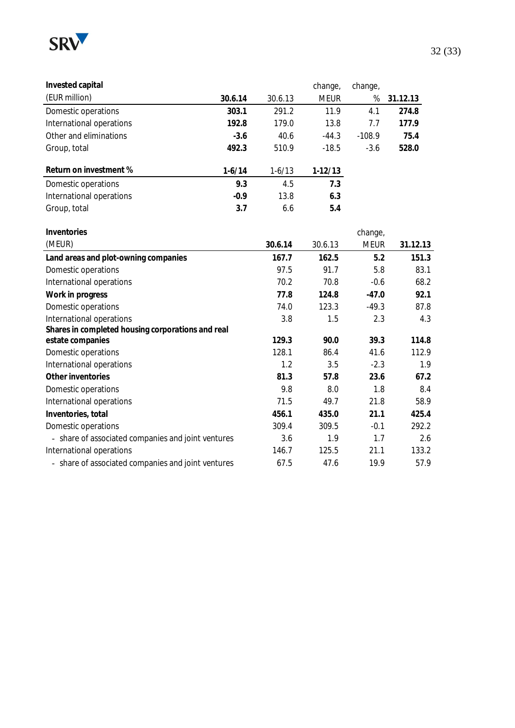| **Invested capital** (EUR million) | **30.6.14** | 30.6.13 | change, MEUR | change, % | **31.12.13** |
|---|---|---|---|---|---|
| Domestic operations | **303.1** | 291.2 | 11.9 | 4.1 | **274.8** |
| International operations | **192.8** | 179.0 | 13.8 | 7.7 | **177.9** |
| Other and eliminations | **-3.6** | 40.6 | -44.3 | -108.9 | **75.4** |
| Group, total | **492.3** | 510.9 | -18.5 | -3.6 | **528.0** |

| **Return on investment %** | **1-6/14** | 1-6/13 | **1-12/13** |
|---|---|---|---|
| Domestic operations | **9.3** | 4.5 | **7.3** |
| International operations | **-0.9** | 13.8 | **6.3** |
| Group, total | **3.7** | 6.6 | **5.4** |

| **Inventories** (MEUR) | **30.6.14** | 30.6.13 | change, MEUR | **31.12.13** |
|---|---|---|---|---|
| **Land areas and plot-owning companies** | **167.7** | **162.5** | **5.2** | **151.3** |
| Domestic operations | 97.5 | 91.7 | 5.8 | 83.1 |
| International operations | 70.2 | 70.8 | -0.6 | 68.2 |
| **Work in progress** | **77.8** | **124.8** | **-47.0** | **92.1** |
| Domestic operations | 74.0 | 123.3 | -49.3 | 87.8 |
| International operations | 3.8 | 1.5 | 2.3 | 4.3 |
| **Shares in completed housing corporations and real estate companies** | **129.3** | **90.0** | **39.3** | **114.8** |
| Domestic operations | 128.1 | 86.4 | 41.6 | 112.9 |
| International operations | 1.2 | 3.5 | -2.3 | 1.9 |
| **Other inventories** | **81.3** | **57.8** | **23.6** | **67.2** |
| Domestic operations | 9.8 | 8.0 | 1.8 | 8.4 |
| International operations | 71.5 | 49.7 | 21.8 | 58.9 |
| **Inventories, total** | **456.1** | **435.0** | **21.1** | **425.4** |
| Domestic operations | 309.4 | 309.5 | -0.1 | 292.2 |
| - share of associated companies and joint ventures | 3.6 | 1.9 | 1.7 | 2.6 |
| International operations | 146.7 | 125.5 | 21.1 | 133.2 |
| - share of associated companies and joint ventures | 67.5 | 47.6 | 19.9 | 57.9 |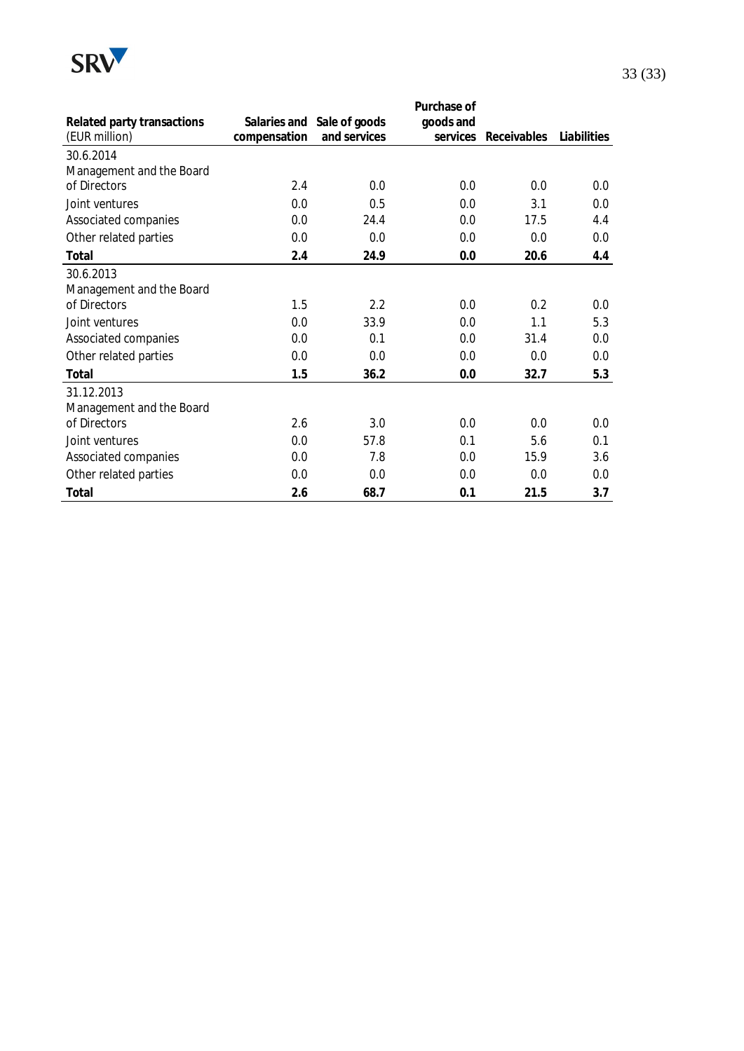| Related party transactions (EUR million) | Salaries and compensation | Sale of goods and services | Purchase of goods and services | Receivables | Liabilities |
|---|---|---|---|---|---|
| 30.6.2014 | | | | | |
| Management and the Board of Directors | 2.4 | 0.0 | 0.0 | 0.0 | 0.0 |
| Joint ventures | 0.0 | 0.5 | 0.0 | 3.1 | 0.0 |
| Associated companies | 0.0 | 24.4 | 0.0 | 17.5 | 4.4 |
| Other related parties | 0.0 | 0.0 | 0.0 | 0.0 | 0.0 |
| **Total** | **2.4** | **24.9** | **0.0** | **20.6** | **4.4** |
| 30.6.2013 | | | | | |
| Management and the Board of Directors | 1.5 | 2.2 | 0.0 | 0.2 | 0.0 |
| Joint ventures | 0.0 | 33.9 | 0.0 | 1.1 | 5.3 |
| Associated companies | 0.0 | 0.1 | 0.0 | 31.4 | 0.0 |
| Other related parties | 0.0 | 0.0 | 0.0 | 0.0 | 0.0 |
| **Total** | **1.5** | **36.2** | **0.0** | **32.7** | **5.3** |
| 31.12.2013 | | | | | |
| Management and the Board of Directors | 2.6 | 3.0 | 0.0 | 0.0 | 0.0 |
| Joint ventures | 0.0 | 57.8 | 0.1 | 5.6 | 0.1 |
| Associated companies | 0.0 | 7.8 | 0.0 | 15.9 | 3.6 |
| Other related parties | 0.0 | 0.0 | 0.0 | 0.0 | 0.0 |
| **Total** | **2.6** | **68.7** | **0.1** | **21.5** | **3.7** |